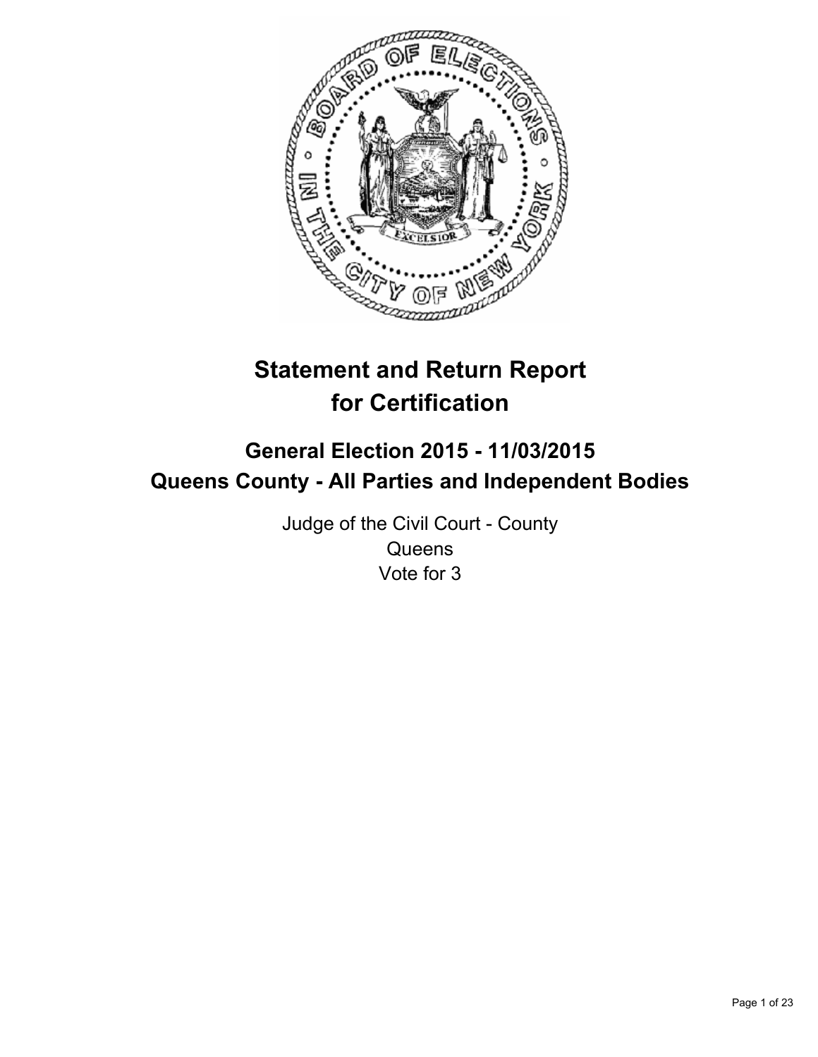# Statement and Return Report for Certification

## General Election 2015 - 11/03/2015
## Queens County - All Parties and Independent Bodies

Judge of the Civil Court - County
Queens
Vote for 3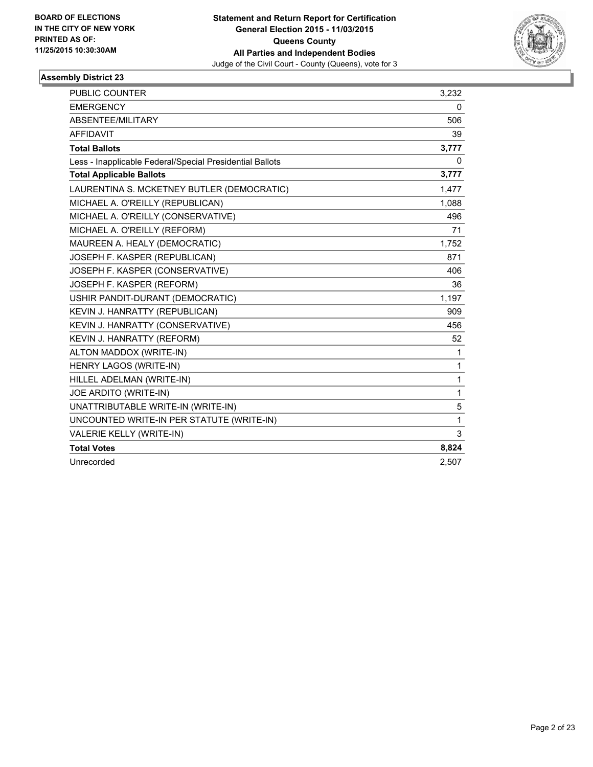BOARD OF ELECTIONS
IN THE CITY OF NEW YORK
PRINTED AS OF:
11/25/2015 10:30:30AM

**Statement and Return Report for Certification**
**General Election 2015 - 11/03/2015**
**Queens County**
**All Parties and Independent Bodies**
Judge of the Civil Court - County (Queens), vote for 3

### Assembly District 23

| | |
|---|---|
| PUBLIC COUNTER | 3,232 |
| EMERGENCY | 0 |
| ABSENTEE/MILITARY | 506 |
| AFFIDAVIT | 39 |
| **Total Ballots** | **3,777** |
| Less - Inapplicable Federal/Special Presidential Ballots | 0 |
| **Total Applicable Ballots** | **3,777** |
| LAURENTINA S. MCKETNEY BUTLER (DEMOCRATIC) | 1,477 |
| MICHAEL A. O'REILLY (REPUBLICAN) | 1,088 |
| MICHAEL A. O'REILLY (CONSERVATIVE) | 496 |
| MICHAEL A. O'REILLY (REFORM) | 71 |
| MAUREEN A. HEALY (DEMOCRATIC) | 1,752 |
| JOSEPH F. KASPER (REPUBLICAN) | 871 |
| JOSEPH F. KASPER (CONSERVATIVE) | 406 |
| JOSEPH F. KASPER (REFORM) | 36 |
| USHIR PANDIT-DURANT (DEMOCRATIC) | 1,197 |
| KEVIN J. HANRATTY (REPUBLICAN) | 909 |
| KEVIN J. HANRATTY (CONSERVATIVE) | 456 |
| KEVIN J. HANRATTY (REFORM) | 52 |
| ALTON MADDOX (WRITE-IN) | 1 |
| HENRY LAGOS (WRITE-IN) | 1 |
| HILLEL ADELMAN (WRITE-IN) | 1 |
| JOE ARDITO (WRITE-IN) | 1 |
| UNATTRIBUTABLE WRITE-IN (WRITE-IN) | 5 |
| UNCOUNTED WRITE-IN PER STATUTE (WRITE-IN) | 1 |
| VALERIE KELLY (WRITE-IN) | 3 |
| **Total Votes** | **8,824** |
| Unrecorded | 2,507 |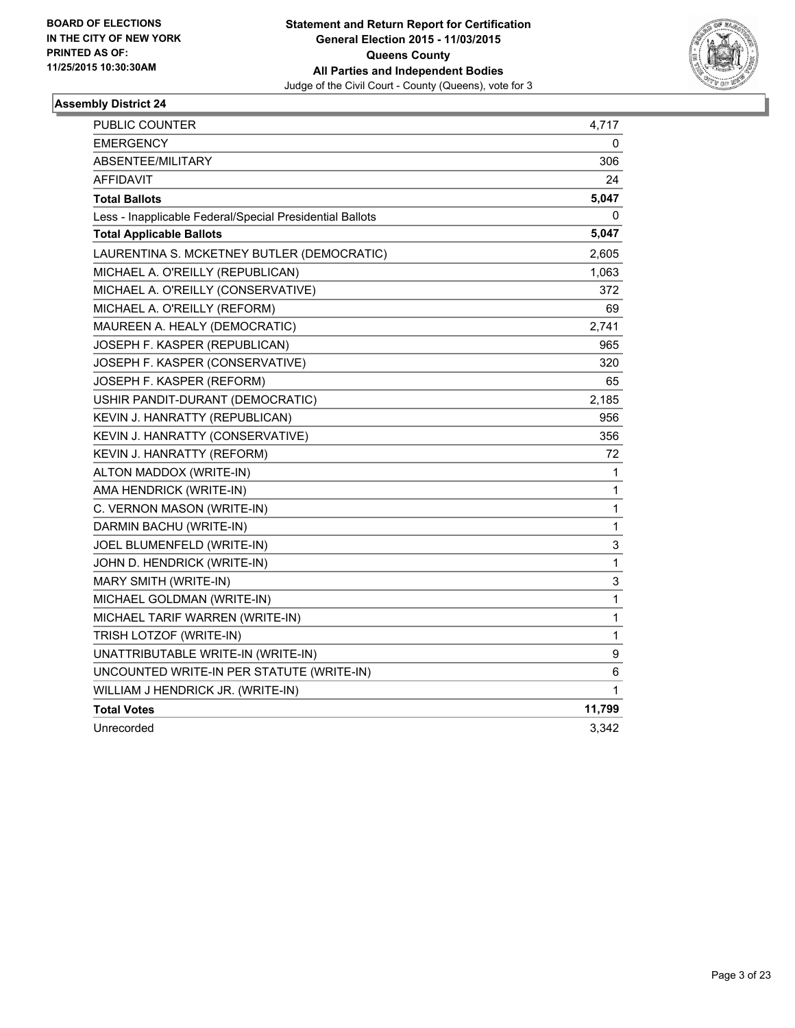BOARD OF ELECTIONS
IN THE CITY OF NEW YORK
PRINTED AS OF:
11/25/2015 10:30:30AM

**Statement and Return Report for Certification**
**General Election 2015 - 11/03/2015**
**Queens County**
**All Parties and Independent Bodies**
Judge of the Civil Court - County (Queens), vote for 3

### Assembly District 24

| | |
|---|---|
| PUBLIC COUNTER | 4,717 |
| EMERGENCY | 0 |
| ABSENTEE/MILITARY | 306 |
| AFFIDAVIT | 24 |
| **Total Ballots** | **5,047** |
| Less - Inapplicable Federal/Special Presidential Ballots | 0 |
| **Total Applicable Ballots** | **5,047** |
| LAURENTINA S. MCKETNEY BUTLER (DEMOCRATIC) | 2,605 |
| MICHAEL A. O'REILLY (REPUBLICAN) | 1,063 |
| MICHAEL A. O'REILLY (CONSERVATIVE) | 372 |
| MICHAEL A. O'REILLY (REFORM) | 69 |
| MAUREEN A. HEALY (DEMOCRATIC) | 2,741 |
| JOSEPH F. KASPER (REPUBLICAN) | 965 |
| JOSEPH F. KASPER (CONSERVATIVE) | 320 |
| JOSEPH F. KASPER (REFORM) | 65 |
| USHIR PANDIT-DURANT (DEMOCRATIC) | 2,185 |
| KEVIN J. HANRATTY (REPUBLICAN) | 956 |
| KEVIN J. HANRATTY (CONSERVATIVE) | 356 |
| KEVIN J. HANRATTY (REFORM) | 72 |
| ALTON MADDOX (WRITE-IN) | 1 |
| AMA HENDRICK (WRITE-IN) | 1 |
| C. VERNON MASON (WRITE-IN) | 1 |
| DARMIN BACHU (WRITE-IN) | 1 |
| JOEL BLUMENFELD (WRITE-IN) | 3 |
| JOHN D. HENDRICK (WRITE-IN) | 1 |
| MARY SMITH (WRITE-IN) | 3 |
| MICHAEL GOLDMAN (WRITE-IN) | 1 |
| MICHAEL TARIF WARREN (WRITE-IN) | 1 |
| TRISH LOTZOF (WRITE-IN) | 1 |
| UNATTRIBUTABLE WRITE-IN (WRITE-IN) | 9 |
| UNCOUNTED WRITE-IN PER STATUTE (WRITE-IN) | 6 |
| WILLIAM J HENDRICK JR. (WRITE-IN) | 1 |
| **Total Votes** | **11,799** |
| Unrecorded | 3,342 |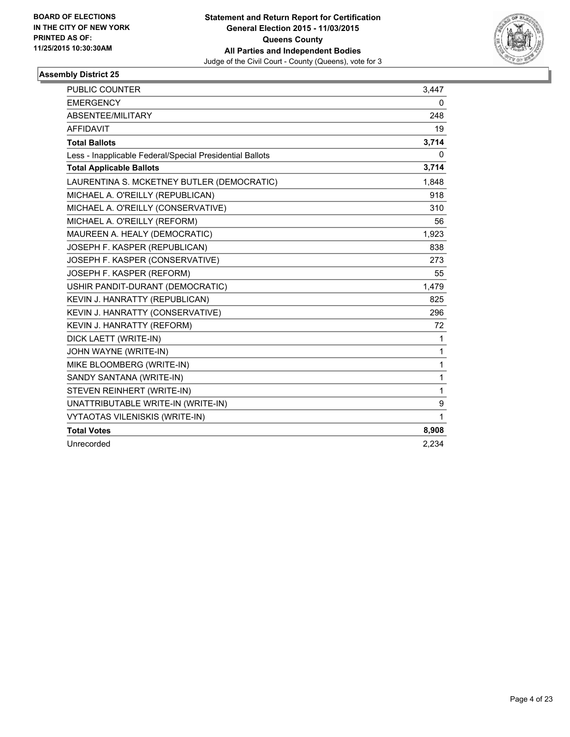**BOARD OF ELECTIONS IN THE CITY OF NEW YORK PRINTED AS OF: 11/25/2015 10:30:30AM**

**Statement and Return Report for Certification General Election 2015 - 11/03/2015 Queens County All Parties and Independent Bodies**

Judge of the Civil Court - County (Queens), vote for 3

### Assembly District 25

| | |
|---|---|
| PUBLIC COUNTER | 3,447 |
| EMERGENCY | 0 |
| ABSENTEE/MILITARY | 248 |
| AFFIDAVIT | 19 |
| **Total Ballots** | **3,714** |
| Less - Inapplicable Federal/Special Presidential Ballots | 0 |
| **Total Applicable Ballots** | **3,714** |
| LAURENTINA S. MCKETNEY BUTLER (DEMOCRATIC) | 1,848 |
| MICHAEL A. O'REILLY (REPUBLICAN) | 918 |
| MICHAEL A. O'REILLY (CONSERVATIVE) | 310 |
| MICHAEL A. O'REILLY (REFORM) | 56 |
| MAUREEN A. HEALY (DEMOCRATIC) | 1,923 |
| JOSEPH F. KASPER (REPUBLICAN) | 838 |
| JOSEPH F. KASPER (CONSERVATIVE) | 273 |
| JOSEPH F. KASPER (REFORM) | 55 |
| USHIR PANDIT-DURANT (DEMOCRATIC) | 1,479 |
| KEVIN J. HANRATTY (REPUBLICAN) | 825 |
| KEVIN J. HANRATTY (CONSERVATIVE) | 296 |
| KEVIN J. HANRATTY (REFORM) | 72 |
| DICK LAETT (WRITE-IN) | 1 |
| JOHN WAYNE (WRITE-IN) | 1 |
| MIKE BLOOMBERG (WRITE-IN) | 1 |
| SANDY SANTANA (WRITE-IN) | 1 |
| STEVEN REINHERT (WRITE-IN) | 1 |
| UNATTRIBUTABLE WRITE-IN (WRITE-IN) | 9 |
| VYTAOTAS VILENISKIS (WRITE-IN) | 1 |
| **Total Votes** | **8,908** |
| Unrecorded | 2,234 |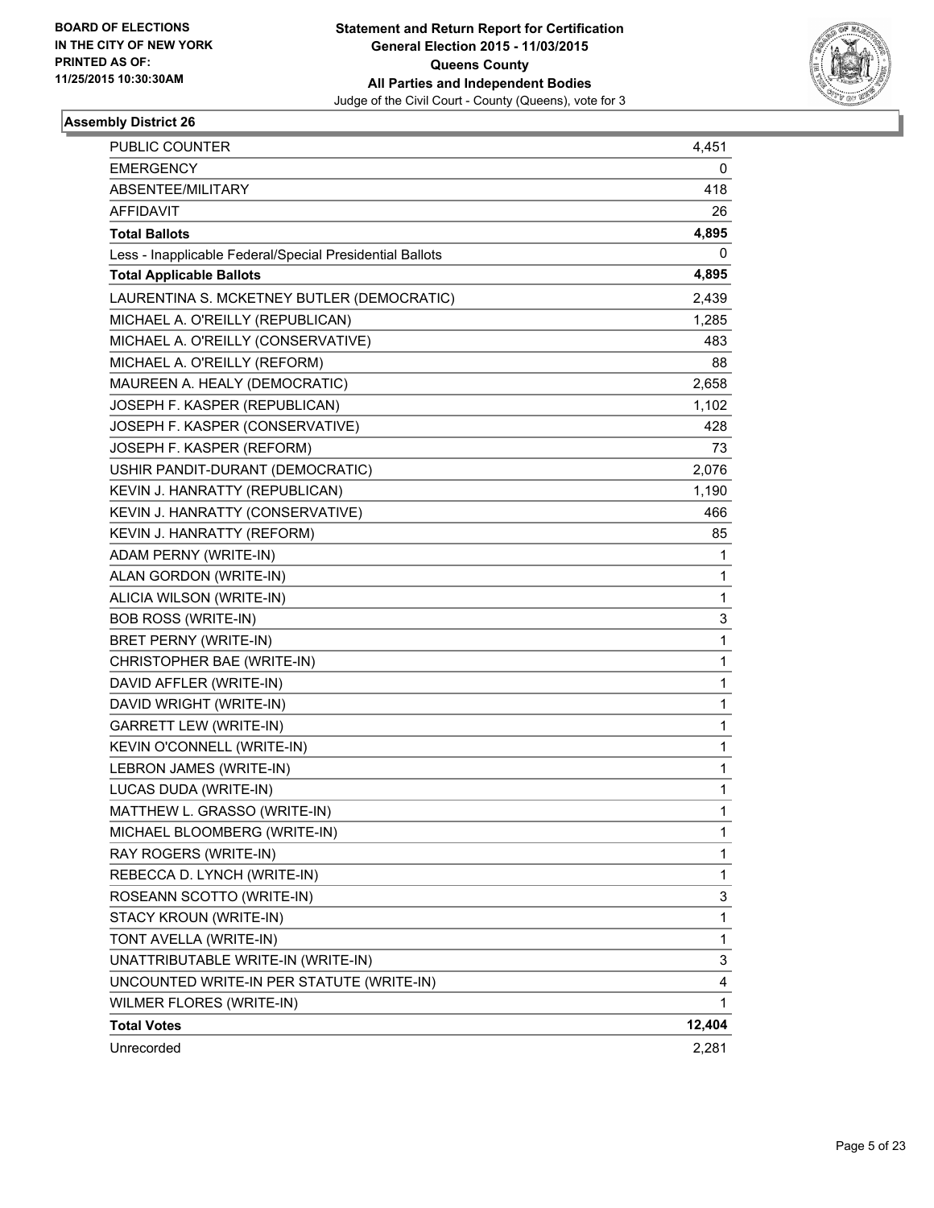BOARD OF ELECTIONS
IN THE CITY OF NEW YORK
PRINTED AS OF:
11/25/2015 10:30:30AM

**Statement and Return Report for Certification**
**General Election 2015 - 11/03/2015**
**Queens County**
**All Parties and Independent Bodies**
Judge of the Civil Court - County (Queens), vote for 3

### Assembly District 26

| | |
|---|---|
| PUBLIC COUNTER | 4,451 |
| EMERGENCY | 0 |
| ABSENTEE/MILITARY | 418 |
| AFFIDAVIT | 26 |
| **Total Ballots** | **4,895** |
| Less - Inapplicable Federal/Special Presidential Ballots | 0 |
| **Total Applicable Ballots** | **4,895** |
| LAURENTINA S. MCKETNEY BUTLER (DEMOCRATIC) | 2,439 |
| MICHAEL A. O'REILLY (REPUBLICAN) | 1,285 |
| MICHAEL A. O'REILLY (CONSERVATIVE) | 483 |
| MICHAEL A. O'REILLY (REFORM) | 88 |
| MAUREEN A. HEALY (DEMOCRATIC) | 2,658 |
| JOSEPH F. KASPER (REPUBLICAN) | 1,102 |
| JOSEPH F. KASPER (CONSERVATIVE) | 428 |
| JOSEPH F. KASPER (REFORM) | 73 |
| USHIR PANDIT-DURANT (DEMOCRATIC) | 2,076 |
| KEVIN J. HANRATTY (REPUBLICAN) | 1,190 |
| KEVIN J. HANRATTY (CONSERVATIVE) | 466 |
| KEVIN J. HANRATTY (REFORM) | 85 |
| ADAM PERNY (WRITE-IN) | 1 |
| ALAN GORDON (WRITE-IN) | 1 |
| ALICIA WILSON (WRITE-IN) | 1 |
| BOB ROSS (WRITE-IN) | 3 |
| BRET PERNY (WRITE-IN) | 1 |
| CHRISTOPHER BAE (WRITE-IN) | 1 |
| DAVID AFFLER (WRITE-IN) | 1 |
| DAVID WRIGHT (WRITE-IN) | 1 |
| GARRETT LEW (WRITE-IN) | 1 |
| KEVIN O'CONNELL (WRITE-IN) | 1 |
| LEBRON JAMES (WRITE-IN) | 1 |
| LUCAS DUDA (WRITE-IN) | 1 |
| MATTHEW L. GRASSO (WRITE-IN) | 1 |
| MICHAEL BLOOMBERG (WRITE-IN) | 1 |
| RAY ROGERS (WRITE-IN) | 1 |
| REBECCA D. LYNCH (WRITE-IN) | 1 |
| ROSEANN SCOTTO (WRITE-IN) | 3 |
| STACY KROUN (WRITE-IN) | 1 |
| TONT AVELLA (WRITE-IN) | 1 |
| UNATTRIBUTABLE WRITE-IN (WRITE-IN) | 3 |
| UNCOUNTED WRITE-IN PER STATUTE (WRITE-IN) | 4 |
| WILMER FLORES (WRITE-IN) | 1 |
| **Total Votes** | **12,404** |
| Unrecorded | 2,281 |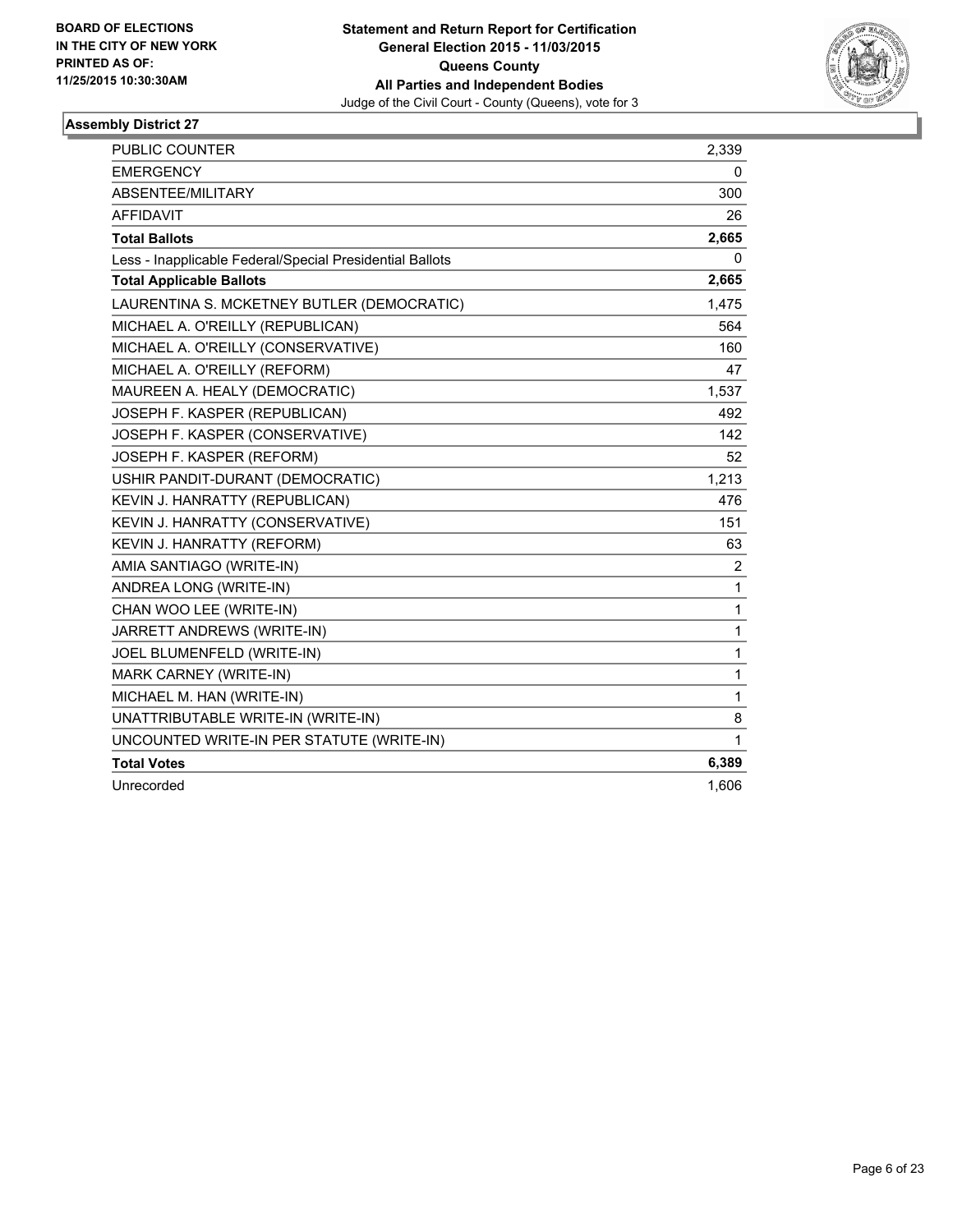BOARD OF ELECTIONS
IN THE CITY OF NEW YORK
PRINTED AS OF:
11/25/2015 10:30:30AM

**Statement and Return Report for Certification**
**General Election 2015 - 11/03/2015**
**Queens County**
**All Parties and Independent Bodies**
Judge of the Civil Court - County (Queens), vote for 3

## Assembly District 27

| | |
|---|---|
| PUBLIC COUNTER | 2,339 |
| EMERGENCY | 0 |
| ABSENTEE/MILITARY | 300 |
| AFFIDAVIT | 26 |
| **Total Ballots** | **2,665** |
| Less - Inapplicable Federal/Special Presidential Ballots | 0 |
| **Total Applicable Ballots** | **2,665** |
| LAURENTINA S. MCKETNEY BUTLER (DEMOCRATIC) | 1,475 |
| MICHAEL A. O'REILLY (REPUBLICAN) | 564 |
| MICHAEL A. O'REILLY (CONSERVATIVE) | 160 |
| MICHAEL A. O'REILLY (REFORM) | 47 |
| MAUREEN A. HEALY (DEMOCRATIC) | 1,537 |
| JOSEPH F. KASPER (REPUBLICAN) | 492 |
| JOSEPH F. KASPER (CONSERVATIVE) | 142 |
| JOSEPH F. KASPER (REFORM) | 52 |
| USHIR PANDIT-DURANT (DEMOCRATIC) | 1,213 |
| KEVIN J. HANRATTY (REPUBLICAN) | 476 |
| KEVIN J. HANRATTY (CONSERVATIVE) | 151 |
| KEVIN J. HANRATTY (REFORM) | 63 |
| AMIA SANTIAGO (WRITE-IN) | 2 |
| ANDREA LONG (WRITE-IN) | 1 |
| CHAN WOO LEE (WRITE-IN) | 1 |
| JARRETT ANDREWS (WRITE-IN) | 1 |
| JOEL BLUMENFELD (WRITE-IN) | 1 |
| MARK CARNEY (WRITE-IN) | 1 |
| MICHAEL M. HAN (WRITE-IN) | 1 |
| UNATTRIBUTABLE WRITE-IN (WRITE-IN) | 8 |
| UNCOUNTED WRITE-IN PER STATUTE (WRITE-IN) | 1 |
| **Total Votes** | **6,389** |
| Unrecorded | 1,606 |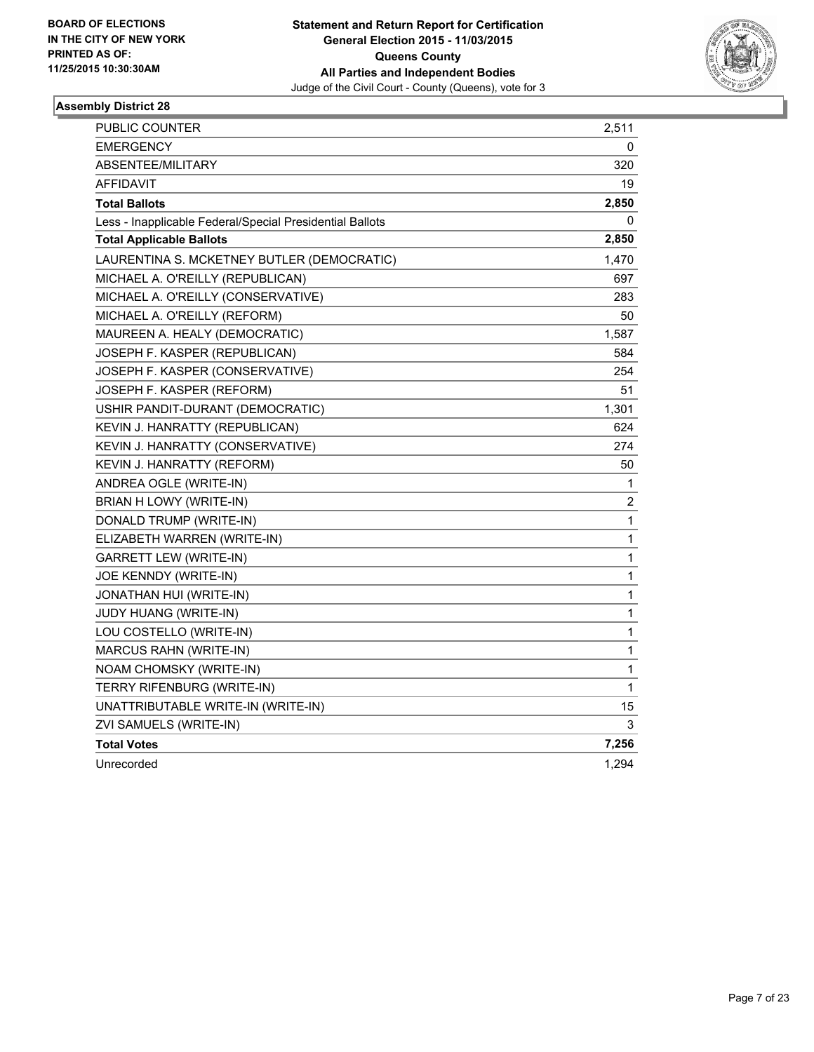BOARD OF ELECTIONS
IN THE CITY OF NEW YORK
PRINTED AS OF:
11/25/2015 10:30:30AM

**Statement and Return Report for Certification**
**General Election 2015 - 11/03/2015**
**Queens County**
**All Parties and Independent Bodies**
Judge of the Civil Court - County (Queens), vote for 3

### Assembly District 28

| | |
|---|---|
| PUBLIC COUNTER | 2,511 |
| EMERGENCY | 0 |
| ABSENTEE/MILITARY | 320 |
| AFFIDAVIT | 19 |
| **Total Ballots** | **2,850** |
| Less - Inapplicable Federal/Special Presidential Ballots | 0 |
| **Total Applicable Ballots** | **2,850** |
| LAURENTINA S. MCKETNEY BUTLER (DEMOCRATIC) | 1,470 |
| MICHAEL A. O'REILLY (REPUBLICAN) | 697 |
| MICHAEL A. O'REILLY (CONSERVATIVE) | 283 |
| MICHAEL A. O'REILLY (REFORM) | 50 |
| MAUREEN A. HEALY (DEMOCRATIC) | 1,587 |
| JOSEPH F. KASPER (REPUBLICAN) | 584 |
| JOSEPH F. KASPER (CONSERVATIVE) | 254 |
| JOSEPH F. KASPER (REFORM) | 51 |
| USHIR PANDIT-DURANT (DEMOCRATIC) | 1,301 |
| KEVIN J. HANRATTY (REPUBLICAN) | 624 |
| KEVIN J. HANRATTY (CONSERVATIVE) | 274 |
| KEVIN J. HANRATTY (REFORM) | 50 |
| ANDREA OGLE (WRITE-IN) | 1 |
| BRIAN H LOWY (WRITE-IN) | 2 |
| DONALD TRUMP (WRITE-IN) | 1 |
| ELIZABETH WARREN (WRITE-IN) | 1 |
| GARRETT LEW (WRITE-IN) | 1 |
| JOE KENNDY (WRITE-IN) | 1 |
| JONATHAN HUI (WRITE-IN) | 1 |
| JUDY HUANG (WRITE-IN) | 1 |
| LOU COSTELLO (WRITE-IN) | 1 |
| MARCUS RAHN (WRITE-IN) | 1 |
| NOAM CHOMSKY (WRITE-IN) | 1 |
| TERRY RIFENBURG (WRITE-IN) | 1 |
| UNATTRIBUTABLE WRITE-IN (WRITE-IN) | 15 |
| ZVI SAMUELS (WRITE-IN) | 3 |
| **Total Votes** | **7,256** |
| Unrecorded | 1,294 |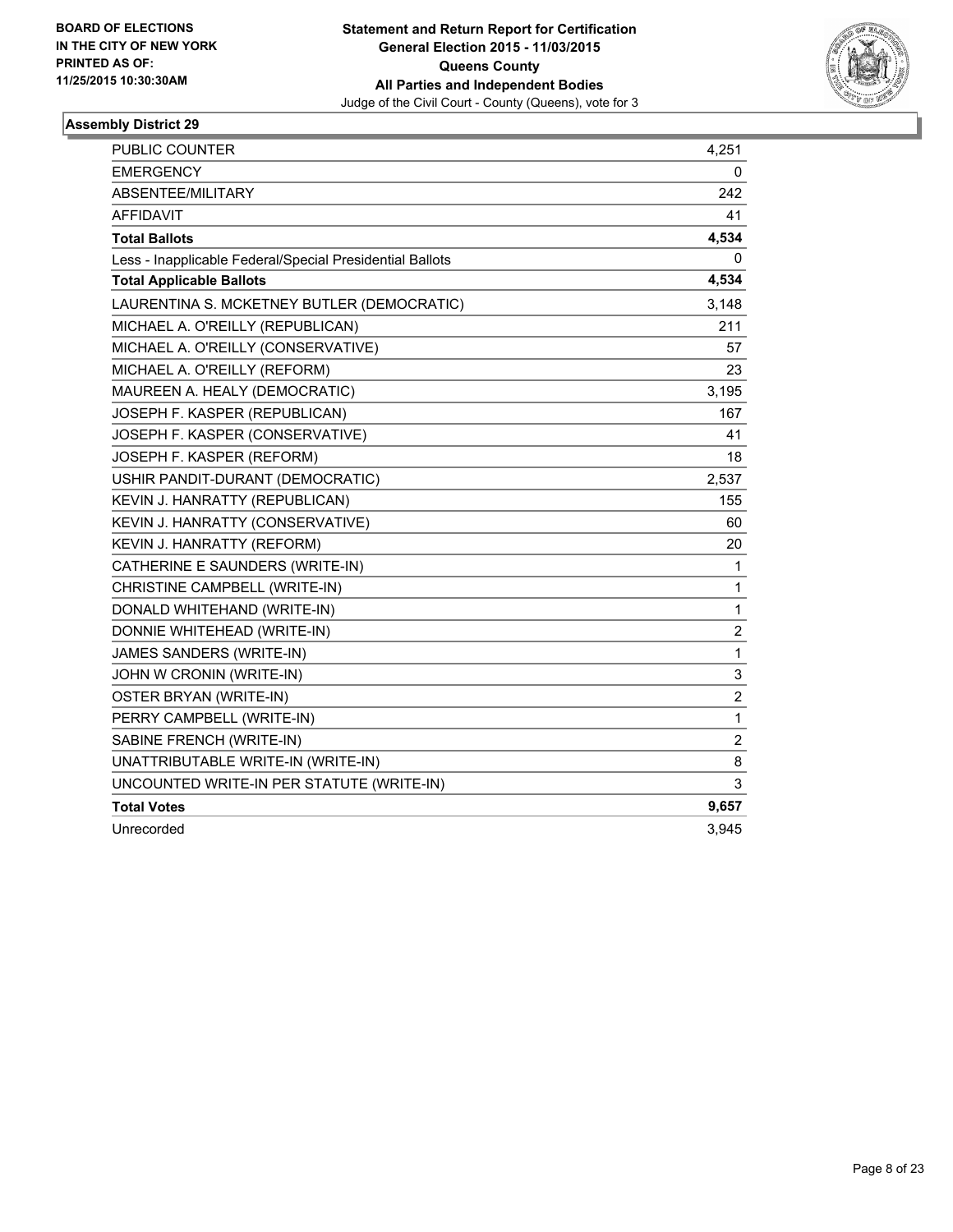BOARD OF ELECTIONS
IN THE CITY OF NEW YORK
PRINTED AS OF:
11/25/2015 10:30:30AM

**Statement and Return Report for Certification**
**General Election 2015 - 11/03/2015**
**Queens County**
**All Parties and Independent Bodies**
Judge of the Civil Court - County (Queens), vote for 3

### Assembly District 29

| | |
|---|---|
| PUBLIC COUNTER | 4,251 |
| EMERGENCY | 0 |
| ABSENTEE/MILITARY | 242 |
| AFFIDAVIT | 41 |
| **Total Ballots** | **4,534** |
| Less - Inapplicable Federal/Special Presidential Ballots | 0 |
| **Total Applicable Ballots** | **4,534** |
| LAURENTINA S. MCKETNEY BUTLER (DEMOCRATIC) | 3,148 |
| MICHAEL A. O'REILLY (REPUBLICAN) | 211 |
| MICHAEL A. O'REILLY (CONSERVATIVE) | 57 |
| MICHAEL A. O'REILLY (REFORM) | 23 |
| MAUREEN A. HEALY (DEMOCRATIC) | 3,195 |
| JOSEPH F. KASPER (REPUBLICAN) | 167 |
| JOSEPH F. KASPER (CONSERVATIVE) | 41 |
| JOSEPH F. KASPER (REFORM) | 18 |
| USHIR PANDIT-DURANT (DEMOCRATIC) | 2,537 |
| KEVIN J. HANRATTY (REPUBLICAN) | 155 |
| KEVIN J. HANRATTY (CONSERVATIVE) | 60 |
| KEVIN J. HANRATTY (REFORM) | 20 |
| CATHERINE E SAUNDERS (WRITE-IN) | 1 |
| CHRISTINE CAMPBELL (WRITE-IN) | 1 |
| DONALD WHITEHAND (WRITE-IN) | 1 |
| DONNIE WHITEHEAD (WRITE-IN) | 2 |
| JAMES SANDERS (WRITE-IN) | 1 |
| JOHN W CRONIN (WRITE-IN) | 3 |
| OSTER BRYAN (WRITE-IN) | 2 |
| PERRY CAMPBELL (WRITE-IN) | 1 |
| SABINE FRENCH (WRITE-IN) | 2 |
| UNATTRIBUTABLE WRITE-IN (WRITE-IN) | 8 |
| UNCOUNTED WRITE-IN PER STATUTE (WRITE-IN) | 3 |
| **Total Votes** | **9,657** |
| Unrecorded | 3,945 |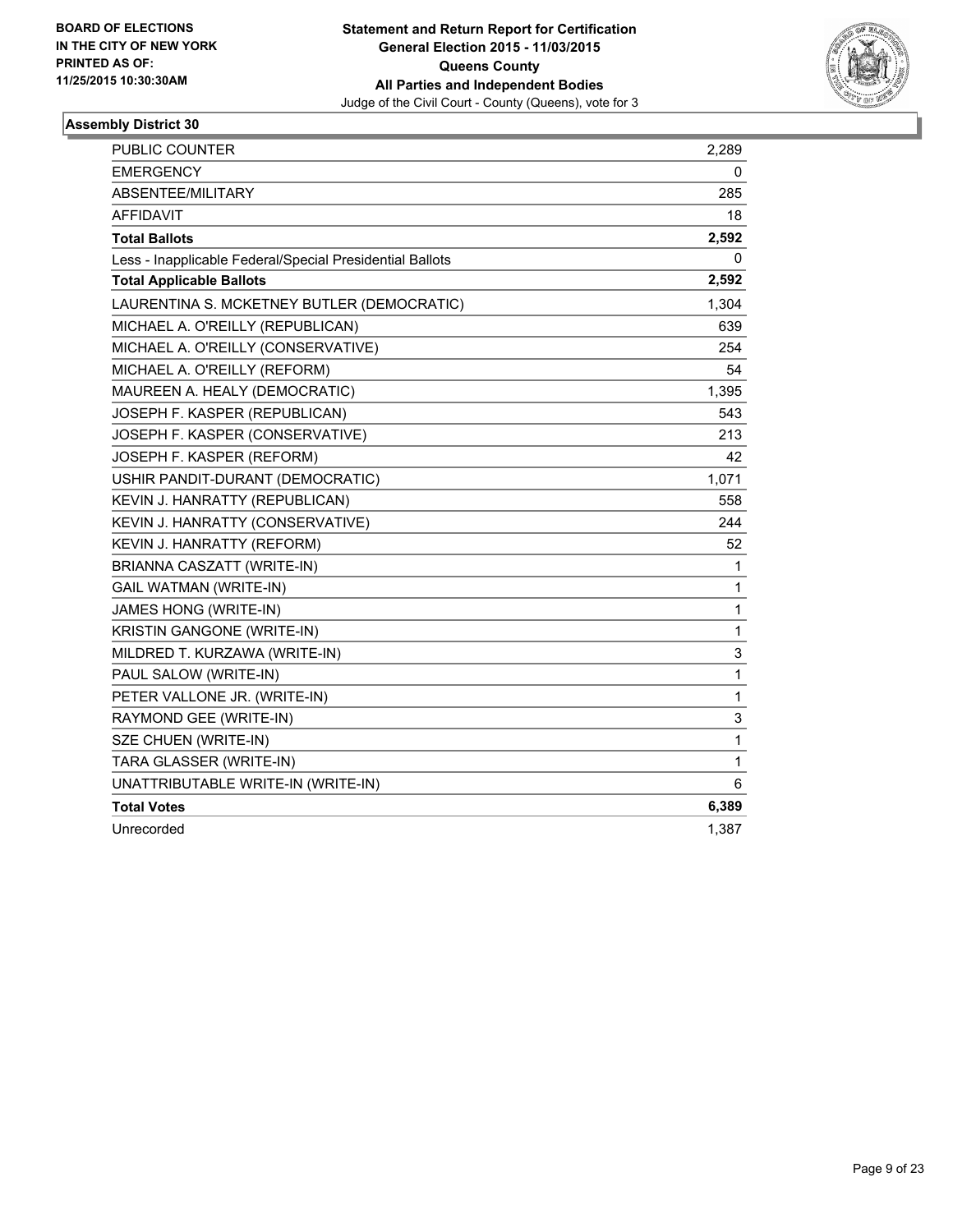**BOARD OF ELECTIONS IN THE CITY OF NEW YORK PRINTED AS OF: 11/25/2015 10:30:30AM**

**Statement and Return Report for Certification General Election 2015 - 11/03/2015 Queens County All Parties and Independent Bodies**
Judge of the Civil Court - County (Queens), vote for 3

### Assembly District 30

| | |
|---|---|
| PUBLIC COUNTER | 2,289 |
| EMERGENCY | 0 |
| ABSENTEE/MILITARY | 285 |
| AFFIDAVIT | 18 |
| **Total Ballots** | **2,592** |
| Less - Inapplicable Federal/Special Presidential Ballots | 0 |
| **Total Applicable Ballots** | **2,592** |
| LAURENTINA S. MCKETNEY BUTLER (DEMOCRATIC) | 1,304 |
| MICHAEL A. O'REILLY (REPUBLICAN) | 639 |
| MICHAEL A. O'REILLY (CONSERVATIVE) | 254 |
| MICHAEL A. O'REILLY (REFORM) | 54 |
| MAUREEN A. HEALY (DEMOCRATIC) | 1,395 |
| JOSEPH F. KASPER (REPUBLICAN) | 543 |
| JOSEPH F. KASPER (CONSERVATIVE) | 213 |
| JOSEPH F. KASPER (REFORM) | 42 |
| USHIR PANDIT-DURANT (DEMOCRATIC) | 1,071 |
| KEVIN J. HANRATTY (REPUBLICAN) | 558 |
| KEVIN J. HANRATTY (CONSERVATIVE) | 244 |
| KEVIN J. HANRATTY (REFORM) | 52 |
| BRIANNA CASZATT (WRITE-IN) | 1 |
| GAIL WATMAN (WRITE-IN) | 1 |
| JAMES HONG (WRITE-IN) | 1 |
| KRISTIN GANGONE (WRITE-IN) | 1 |
| MILDRED T. KURZAWA (WRITE-IN) | 3 |
| PAUL SALOW (WRITE-IN) | 1 |
| PETER VALLONE JR. (WRITE-IN) | 1 |
| RAYMOND GEE (WRITE-IN) | 3 |
| SZE CHUEN (WRITE-IN) | 1 |
| TARA GLASSER (WRITE-IN) | 1 |
| UNATTRIBUTABLE WRITE-IN (WRITE-IN) | 6 |
| **Total Votes** | **6,389** |
| Unrecorded | 1,387 |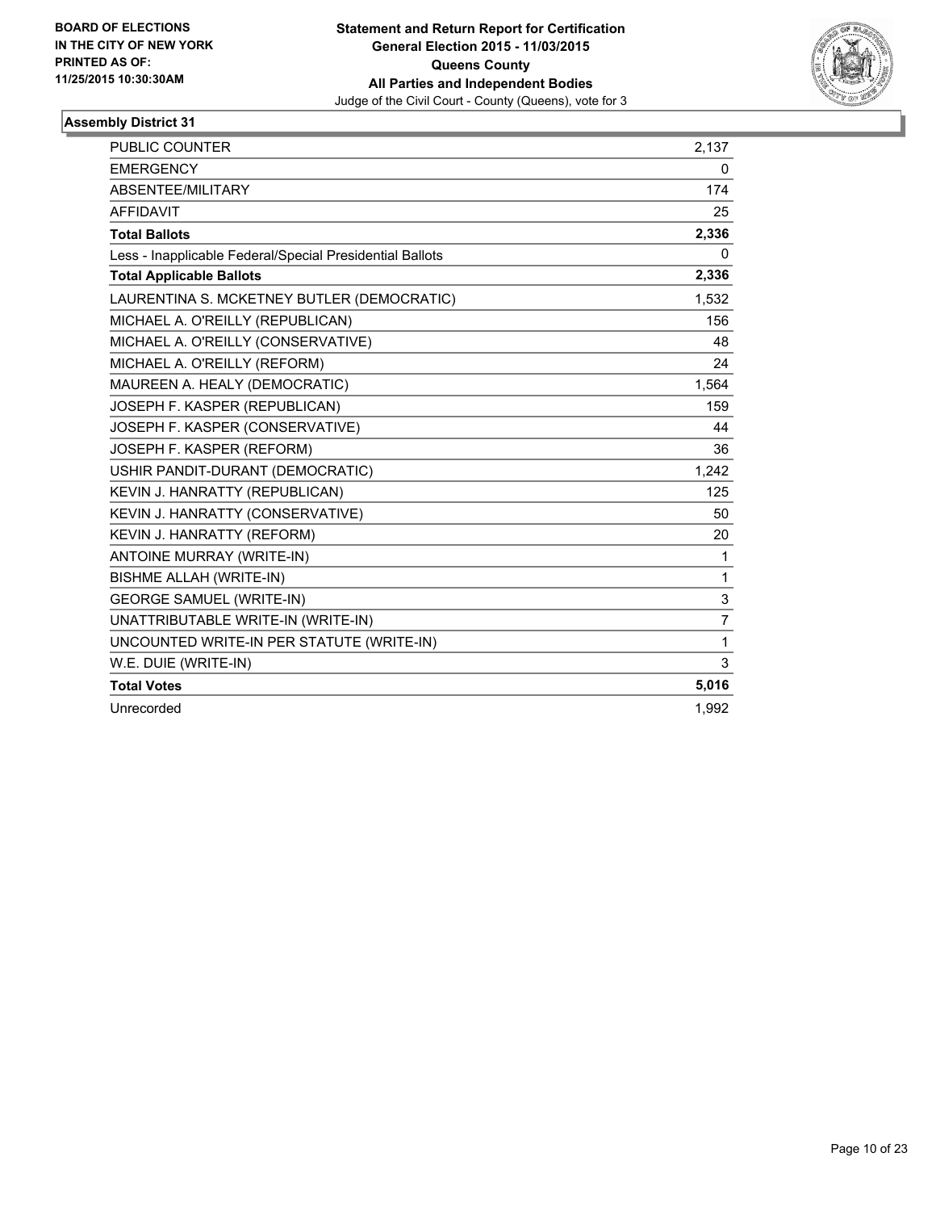**BOARD OF ELECTIONS IN THE CITY OF NEW YORK PRINTED AS OF: 11/25/2015 10:30:30AM**

**Statement and Return Report for Certification**
**General Election 2015 - 11/03/2015**
**Queens County**
**All Parties and Independent Bodies**
Judge of the Civil Court - County (Queens), vote for 3

## Assembly District 31

| | |
|---|---|
| PUBLIC COUNTER | 2,137 |
| EMERGENCY | 0 |
| ABSENTEE/MILITARY | 174 |
| AFFIDAVIT | 25 |
| **Total Ballots** | **2,336** |
| Less - Inapplicable Federal/Special Presidential Ballots | 0 |
| **Total Applicable Ballots** | **2,336** |
| LAURENTINA S. MCKETNEY BUTLER (DEMOCRATIC) | 1,532 |
| MICHAEL A. O'REILLY (REPUBLICAN) | 156 |
| MICHAEL A. O'REILLY (CONSERVATIVE) | 48 |
| MICHAEL A. O'REILLY (REFORM) | 24 |
| MAUREEN A. HEALY (DEMOCRATIC) | 1,564 |
| JOSEPH F. KASPER (REPUBLICAN) | 159 |
| JOSEPH F. KASPER (CONSERVATIVE) | 44 |
| JOSEPH F. KASPER (REFORM) | 36 |
| USHIR PANDIT-DURANT (DEMOCRATIC) | 1,242 |
| KEVIN J. HANRATTY (REPUBLICAN) | 125 |
| KEVIN J. HANRATTY (CONSERVATIVE) | 50 |
| KEVIN J. HANRATTY (REFORM) | 20 |
| ANTOINE MURRAY (WRITE-IN) | 1 |
| BISHME ALLAH (WRITE-IN) | 1 |
| GEORGE SAMUEL (WRITE-IN) | 3 |
| UNATTRIBUTABLE WRITE-IN (WRITE-IN) | 7 |
| UNCOUNTED WRITE-IN PER STATUTE (WRITE-IN) | 1 |
| W.E. DUIE (WRITE-IN) | 3 |
| **Total Votes** | **5,016** |
| Unrecorded | 1,992 |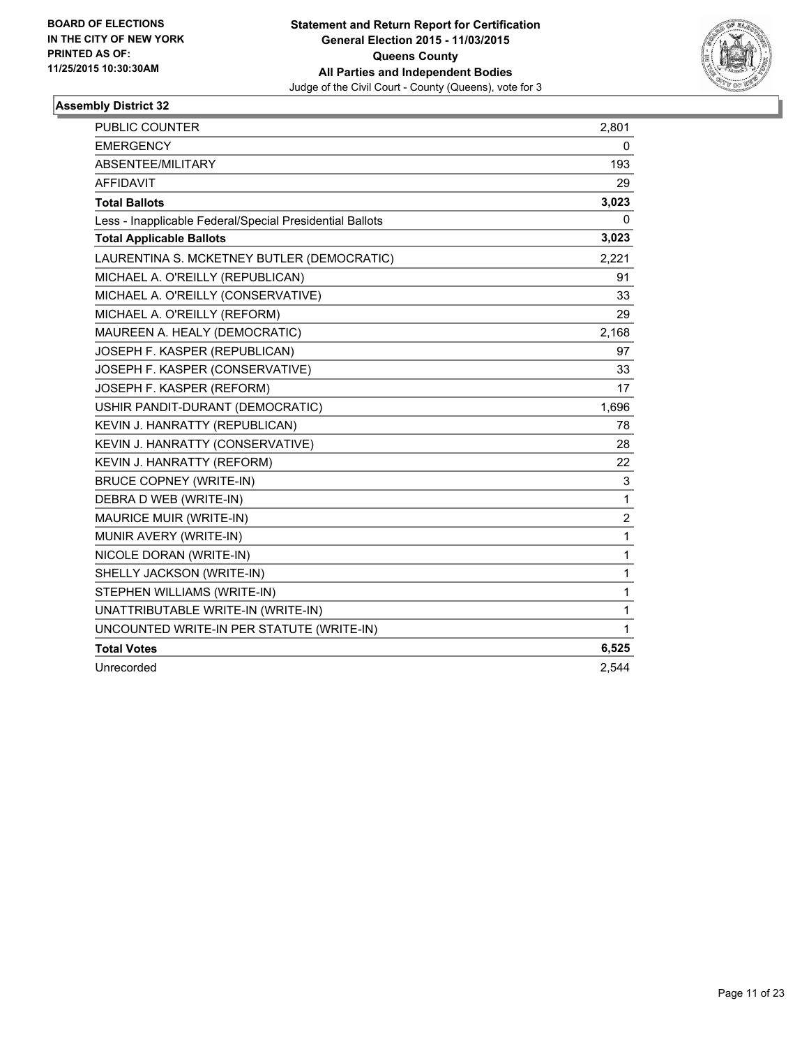BOARD OF ELECTIONS
IN THE CITY OF NEW YORK
PRINTED AS OF:
11/25/2015 10:30:30AM

**Statement and Return Report for Certification**
**General Election 2015 - 11/03/2015**
**Queens County**
**All Parties and Independent Bodies**
Judge of the Civil Court - County (Queens), vote for 3

### Assembly District 32

| | |
|---|---|
| PUBLIC COUNTER | 2,801 |
| EMERGENCY | 0 |
| ABSENTEE/MILITARY | 193 |
| AFFIDAVIT | 29 |
| **Total Ballots** | **3,023** |
| Less - Inapplicable Federal/Special Presidential Ballots | 0 |
| **Total Applicable Ballots** | **3,023** |
| LAURENTINA S. MCKETNEY BUTLER (DEMOCRATIC) | 2,221 |
| MICHAEL A. O'REILLY (REPUBLICAN) | 91 |
| MICHAEL A. O'REILLY (CONSERVATIVE) | 33 |
| MICHAEL A. O'REILLY (REFORM) | 29 |
| MAUREEN A. HEALY (DEMOCRATIC) | 2,168 |
| JOSEPH F. KASPER (REPUBLICAN) | 97 |
| JOSEPH F. KASPER (CONSERVATIVE) | 33 |
| JOSEPH F. KASPER (REFORM) | 17 |
| USHIR PANDIT-DURANT (DEMOCRATIC) | 1,696 |
| KEVIN J. HANRATTY (REPUBLICAN) | 78 |
| KEVIN J. HANRATTY (CONSERVATIVE) | 28 |
| KEVIN J. HANRATTY (REFORM) | 22 |
| BRUCE COPNEY (WRITE-IN) | 3 |
| DEBRA D WEB (WRITE-IN) | 1 |
| MAURICE MUIR (WRITE-IN) | 2 |
| MUNIR AVERY (WRITE-IN) | 1 |
| NICOLE DORAN (WRITE-IN) | 1 |
| SHELLY JACKSON (WRITE-IN) | 1 |
| STEPHEN WILLIAMS (WRITE-IN) | 1 |
| UNATTRIBUTABLE WRITE-IN (WRITE-IN) | 1 |
| UNCOUNTED WRITE-IN PER STATUTE (WRITE-IN) | 1 |
| **Total Votes** | **6,525** |
| Unrecorded | 2,544 |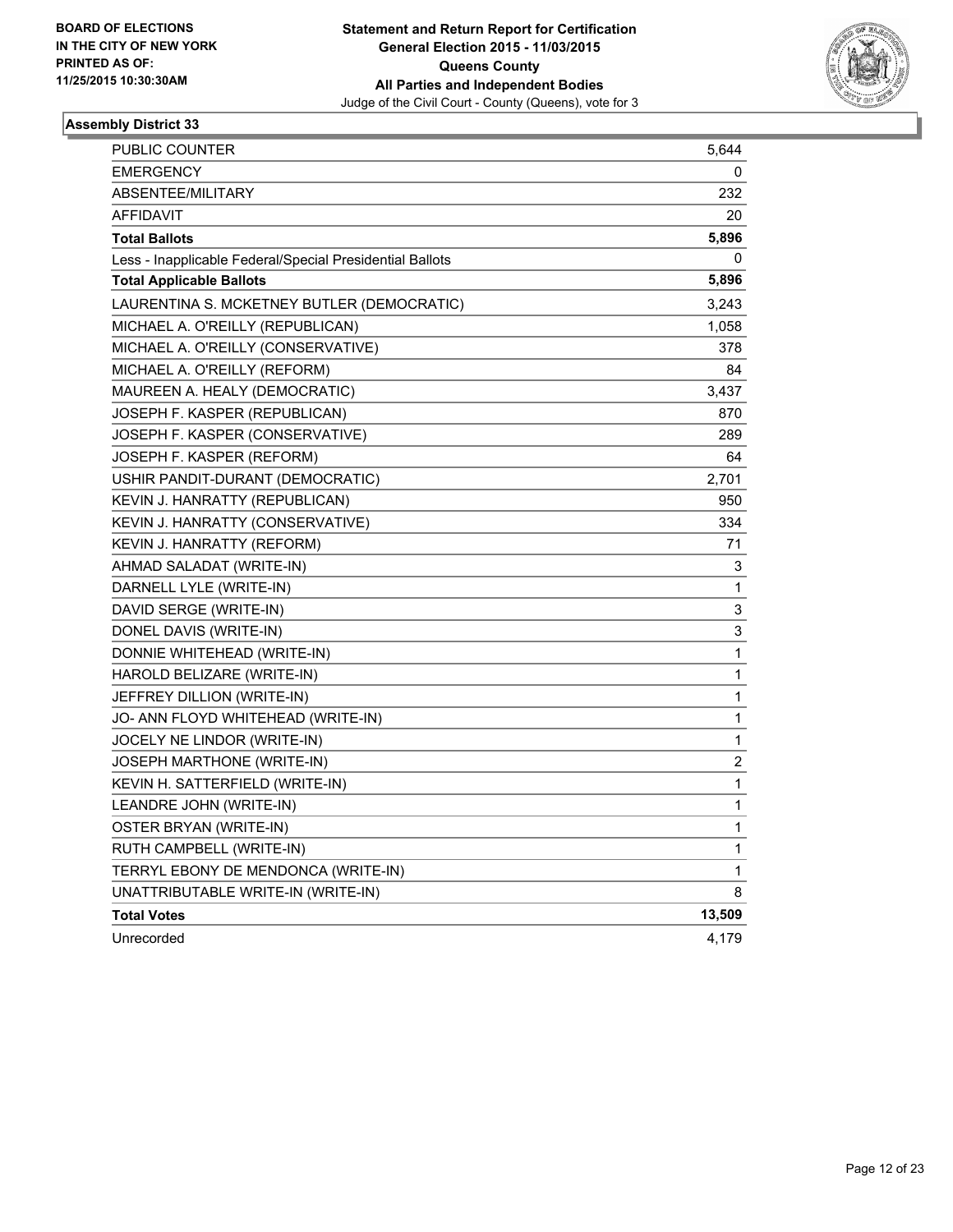**BOARD OF ELECTIONS IN THE CITY OF NEW YORK PRINTED AS OF: 11/25/2015 10:30:30AM**

**Statement and Return Report for Certification**
**General Election 2015 - 11/03/2015**
**Queens County**
**All Parties and Independent Bodies**
Judge of the Civil Court - County (Queens), vote for 3

## Assembly District 33

| | |
|---|---|
| PUBLIC COUNTER | 5,644 |
| EMERGENCY | 0 |
| ABSENTEE/MILITARY | 232 |
| AFFIDAVIT | 20 |
| **Total Ballots** | **5,896** |
| Less - Inapplicable Federal/Special Presidential Ballots | 0 |
| **Total Applicable Ballots** | **5,896** |
| LAURENTINA S. MCKETNEY BUTLER (DEMOCRATIC) | 3,243 |
| MICHAEL A. O'REILLY (REPUBLICAN) | 1,058 |
| MICHAEL A. O'REILLY (CONSERVATIVE) | 378 |
| MICHAEL A. O'REILLY (REFORM) | 84 |
| MAUREEN A. HEALY (DEMOCRATIC) | 3,437 |
| JOSEPH F. KASPER (REPUBLICAN) | 870 |
| JOSEPH F. KASPER (CONSERVATIVE) | 289 |
| JOSEPH F. KASPER (REFORM) | 64 |
| USHIR PANDIT-DURANT (DEMOCRATIC) | 2,701 |
| KEVIN J. HANRATTY (REPUBLICAN) | 950 |
| KEVIN J. HANRATTY (CONSERVATIVE) | 334 |
| KEVIN J. HANRATTY (REFORM) | 71 |
| AHMAD SALADAT (WRITE-IN) | 3 |
| DARNELL LYLE (WRITE-IN) | 1 |
| DAVID SERGE (WRITE-IN) | 3 |
| DONEL DAVIS (WRITE-IN) | 3 |
| DONNIE WHITEHEAD (WRITE-IN) | 1 |
| HAROLD BELIZARE (WRITE-IN) | 1 |
| JEFFREY DILLION (WRITE-IN) | 1 |
| JO- ANN FLOYD WHITEHEAD (WRITE-IN) | 1 |
| JOCELY NE LINDOR (WRITE-IN) | 1 |
| JOSEPH MARTHONE (WRITE-IN) | 2 |
| KEVIN H. SATTERFIELD (WRITE-IN) | 1 |
| LEANDRE JOHN (WRITE-IN) | 1 |
| OSTER BRYAN (WRITE-IN) | 1 |
| RUTH CAMPBELL (WRITE-IN) | 1 |
| TERRYL EBONY DE MENDONCA (WRITE-IN) | 1 |
| UNATTRIBUTABLE WRITE-IN (WRITE-IN) | 8 |
| **Total Votes** | **13,509** |
| Unrecorded | 4,179 |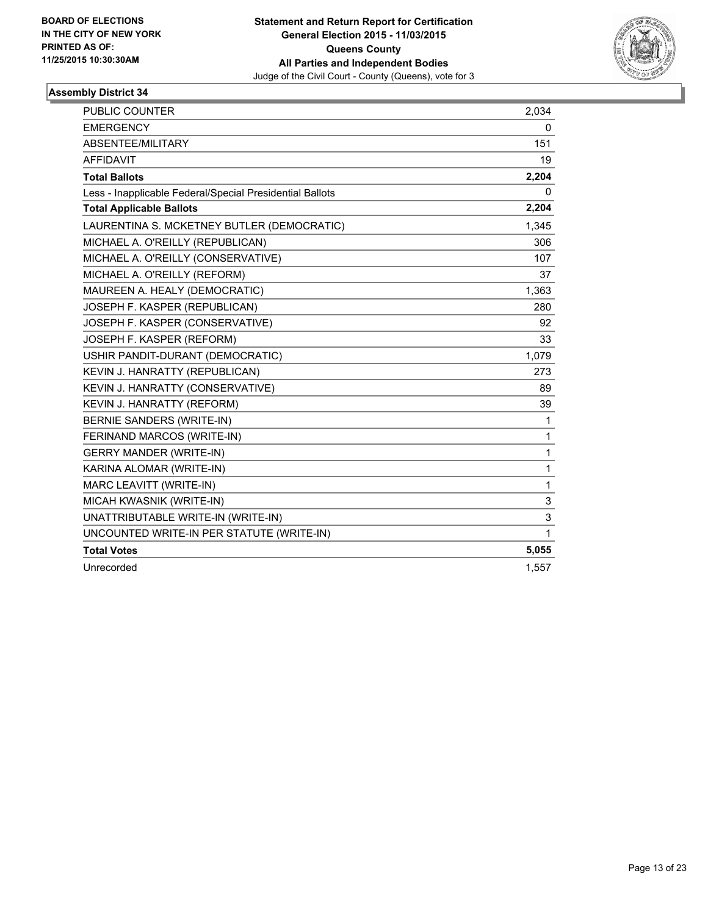**BOARD OF ELECTIONS IN THE CITY OF NEW YORK PRINTED AS OF: 11/25/2015 10:30:30AM**

**Statement and Return Report for Certification General Election 2015 - 11/03/2015 Queens County All Parties and Independent Bodies**

Judge of the Civil Court - County (Queens), vote for 3

### Assembly District 34

| | |
|---|---|
| PUBLIC COUNTER | 2,034 |
| EMERGENCY | 0 |
| ABSENTEE/MILITARY | 151 |
| AFFIDAVIT | 19 |
| **Total Ballots** | **2,204** |
| Less - Inapplicable Federal/Special Presidential Ballots | 0 |
| **Total Applicable Ballots** | **2,204** |
| LAURENTINA S. MCKETNEY BUTLER (DEMOCRATIC) | 1,345 |
| MICHAEL A. O'REILLY (REPUBLICAN) | 306 |
| MICHAEL A. O'REILLY (CONSERVATIVE) | 107 |
| MICHAEL A. O'REILLY (REFORM) | 37 |
| MAUREEN A. HEALY (DEMOCRATIC) | 1,363 |
| JOSEPH F. KASPER (REPUBLICAN) | 280 |
| JOSEPH F. KASPER (CONSERVATIVE) | 92 |
| JOSEPH F. KASPER (REFORM) | 33 |
| USHIR PANDIT-DURANT (DEMOCRATIC) | 1,079 |
| KEVIN J. HANRATTY (REPUBLICAN) | 273 |
| KEVIN J. HANRATTY (CONSERVATIVE) | 89 |
| KEVIN J. HANRATTY (REFORM) | 39 |
| BERNIE SANDERS (WRITE-IN) | 1 |
| FERINAND MARCOS (WRITE-IN) | 1 |
| GERRY MANDER (WRITE-IN) | 1 |
| KARINA ALOMAR (WRITE-IN) | 1 |
| MARC LEAVITT (WRITE-IN) | 1 |
| MICAH KWASNIK (WRITE-IN) | 3 |
| UNATTRIBUTABLE WRITE-IN (WRITE-IN) | 3 |
| UNCOUNTED WRITE-IN PER STATUTE (WRITE-IN) | 1 |
| **Total Votes** | **5,055** |
| Unrecorded | 1,557 |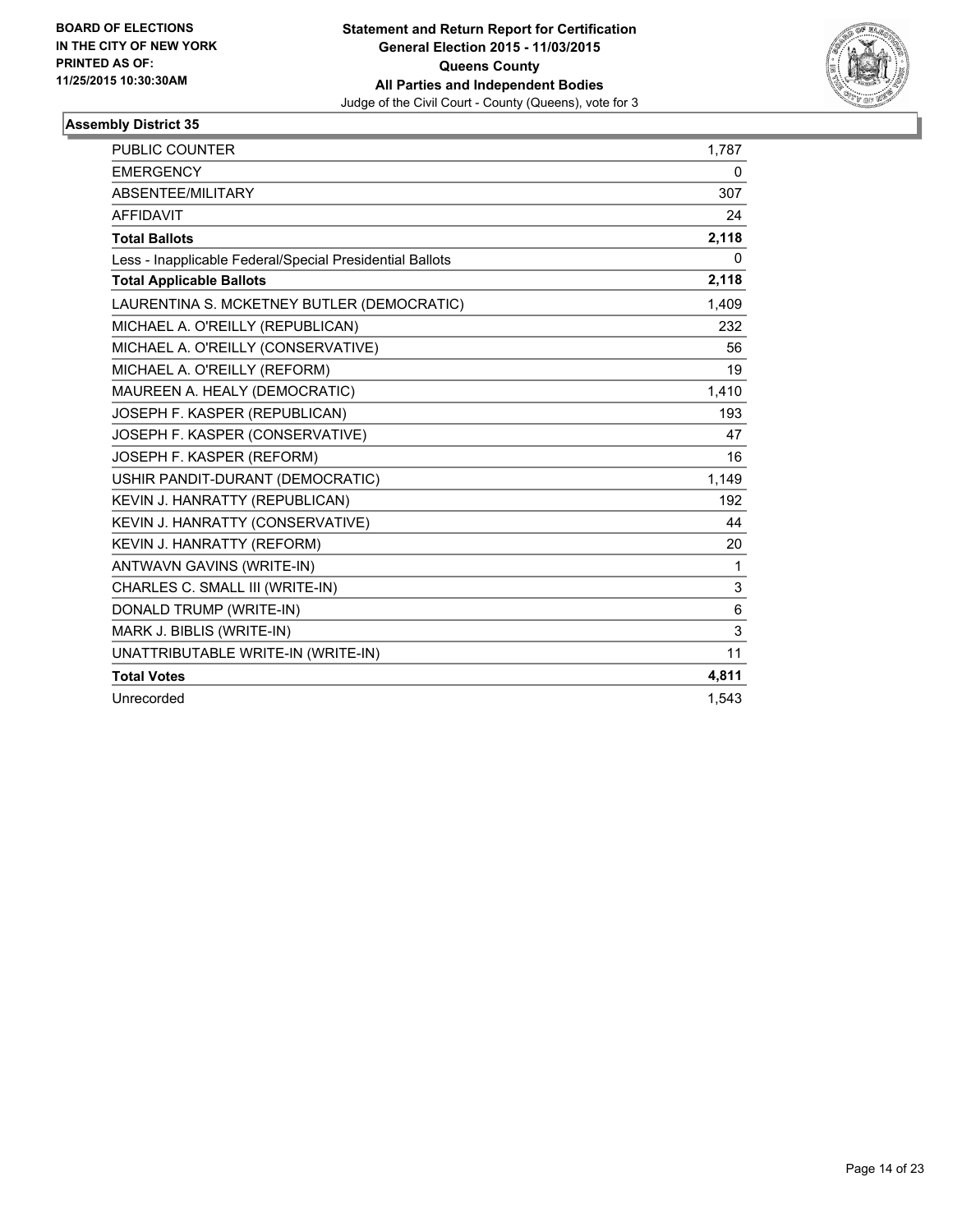BOARD OF ELECTIONS
IN THE CITY OF NEW YORK
PRINTED AS OF:
11/25/2015 10:30:30AM

**Statement and Return Report for Certification**
**General Election 2015 - 11/03/2015**
**Queens County**
**All Parties and Independent Bodies**
Judge of the Civil Court - County (Queens), vote for 3

### Assembly District 35

| | |
|---|---|
| PUBLIC COUNTER | 1,787 |
| EMERGENCY | 0 |
| ABSENTEE/MILITARY | 307 |
| AFFIDAVIT | 24 |
| **Total Ballots** | **2,118** |
| Less - Inapplicable Federal/Special Presidential Ballots | 0 |
| **Total Applicable Ballots** | **2,118** |
| LAURENTINA S. MCKETNEY BUTLER (DEMOCRATIC) | 1,409 |
| MICHAEL A. O'REILLY (REPUBLICAN) | 232 |
| MICHAEL A. O'REILLY (CONSERVATIVE) | 56 |
| MICHAEL A. O'REILLY (REFORM) | 19 |
| MAUREEN A. HEALY (DEMOCRATIC) | 1,410 |
| JOSEPH F. KASPER (REPUBLICAN) | 193 |
| JOSEPH F. KASPER (CONSERVATIVE) | 47 |
| JOSEPH F. KASPER (REFORM) | 16 |
| USHIR PANDIT-DURANT (DEMOCRATIC) | 1,149 |
| KEVIN J. HANRATTY (REPUBLICAN) | 192 |
| KEVIN J. HANRATTY (CONSERVATIVE) | 44 |
| KEVIN J. HANRATTY (REFORM) | 20 |
| ANTWAVN GAVINS (WRITE-IN) | 1 |
| CHARLES C. SMALL III (WRITE-IN) | 3 |
| DONALD TRUMP (WRITE-IN) | 6 |
| MARK J. BIBLIS (WRITE-IN) | 3 |
| UNATTRIBUTABLE WRITE-IN (WRITE-IN) | 11 |
| **Total Votes** | **4,811** |
| Unrecorded | 1,543 |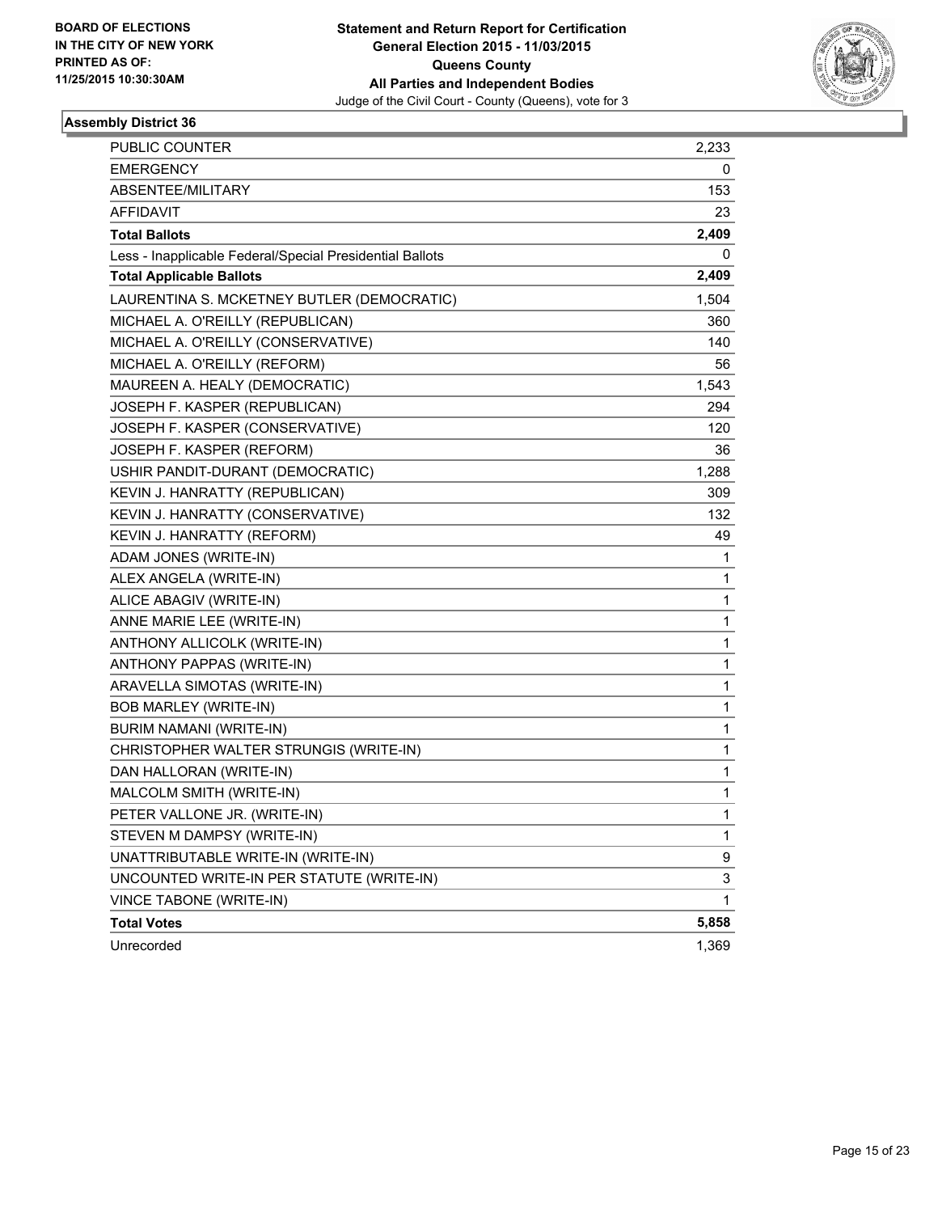BOARD OF ELECTIONS
IN THE CITY OF NEW YORK
PRINTED AS OF:
11/25/2015 10:30:30AM

**Statement and Return Report for Certification**
**General Election 2015 - 11/03/2015**
**Queens County**
**All Parties and Independent Bodies**
Judge of the Civil Court - County (Queens), vote for 3

### Assembly District 36

| | |
|---|---|
| PUBLIC COUNTER | 2,233 |
| EMERGENCY | 0 |
| ABSENTEE/MILITARY | 153 |
| AFFIDAVIT | 23 |
| **Total Ballots** | **2,409** |
| Less - Inapplicable Federal/Special Presidential Ballots | 0 |
| **Total Applicable Ballots** | **2,409** |
| LAURENTINA S. MCKETNEY BUTLER (DEMOCRATIC) | 1,504 |
| MICHAEL A. O'REILLY (REPUBLICAN) | 360 |
| MICHAEL A. O'REILLY (CONSERVATIVE) | 140 |
| MICHAEL A. O'REILLY (REFORM) | 56 |
| MAUREEN A. HEALY (DEMOCRATIC) | 1,543 |
| JOSEPH F. KASPER (REPUBLICAN) | 294 |
| JOSEPH F. KASPER (CONSERVATIVE) | 120 |
| JOSEPH F. KASPER (REFORM) | 36 |
| USHIR PANDIT-DURANT (DEMOCRATIC) | 1,288 |
| KEVIN J. HANRATTY (REPUBLICAN) | 309 |
| KEVIN J. HANRATTY (CONSERVATIVE) | 132 |
| KEVIN J. HANRATTY (REFORM) | 49 |
| ADAM JONES (WRITE-IN) | 1 |
| ALEX ANGELA (WRITE-IN) | 1 |
| ALICE ABAGIV (WRITE-IN) | 1 |
| ANNE MARIE LEE (WRITE-IN) | 1 |
| ANTHONY ALLICOLK (WRITE-IN) | 1 |
| ANTHONY PAPPAS (WRITE-IN) | 1 |
| ARAVELLA SIMOTAS (WRITE-IN) | 1 |
| BOB MARLEY (WRITE-IN) | 1 |
| BURIM NAMANI (WRITE-IN) | 1 |
| CHRISTOPHER WALTER STRUNGIS (WRITE-IN) | 1 |
| DAN HALLORAN (WRITE-IN) | 1 |
| MALCOLM SMITH (WRITE-IN) | 1 |
| PETER VALLONE JR. (WRITE-IN) | 1 |
| STEVEN M DAMPSY (WRITE-IN) | 1 |
| UNATTRIBUTABLE WRITE-IN (WRITE-IN) | 9 |
| UNCOUNTED WRITE-IN PER STATUTE (WRITE-IN) | 3 |
| VINCE TABONE (WRITE-IN) | 1 |
| **Total Votes** | **5,858** |
| Unrecorded | 1,369 |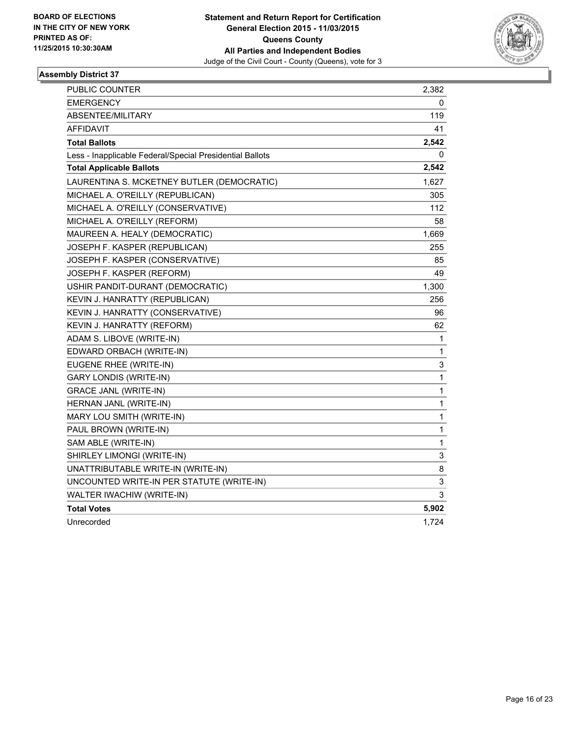BOARD OF ELECTIONS
IN THE CITY OF NEW YORK
PRINTED AS OF:
11/25/2015 10:30:30AM

**Statement and Return Report for Certification**
**General Election 2015 - 11/03/2015**
**Queens County**
**All Parties and Independent Bodies**
Judge of the Civil Court - County (Queens), vote for 3

### Assembly District 37

| | |
|---|---|
| PUBLIC COUNTER | 2,382 |
| EMERGENCY | 0 |
| ABSENTEE/MILITARY | 119 |
| AFFIDAVIT | 41 |
| **Total Ballots** | **2,542** |
| Less - Inapplicable Federal/Special Presidential Ballots | 0 |
| **Total Applicable Ballots** | **2,542** |
| LAURENTINA S. MCKETNEY BUTLER (DEMOCRATIC) | 1,627 |
| MICHAEL A. O'REILLY (REPUBLICAN) | 305 |
| MICHAEL A. O'REILLY (CONSERVATIVE) | 112 |
| MICHAEL A. O'REILLY (REFORM) | 58 |
| MAUREEN A. HEALY (DEMOCRATIC) | 1,669 |
| JOSEPH F. KASPER (REPUBLICAN) | 255 |
| JOSEPH F. KASPER (CONSERVATIVE) | 85 |
| JOSEPH F. KASPER (REFORM) | 49 |
| USHIR PANDIT-DURANT (DEMOCRATIC) | 1,300 |
| KEVIN J. HANRATTY (REPUBLICAN) | 256 |
| KEVIN J. HANRATTY (CONSERVATIVE) | 96 |
| KEVIN J. HANRATTY (REFORM) | 62 |
| ADAM S. LIBOVE (WRITE-IN) | 1 |
| EDWARD ORBACH (WRITE-IN) | 1 |
| EUGENE RHEE (WRITE-IN) | 3 |
| GARY LONDIS (WRITE-IN) | 1 |
| GRACE JANL (WRITE-IN) | 1 |
| HERNAN JANL (WRITE-IN) | 1 |
| MARY LOU SMITH (WRITE-IN) | 1 |
| PAUL BROWN (WRITE-IN) | 1 |
| SAM ABLE (WRITE-IN) | 1 |
| SHIRLEY LIMONGI (WRITE-IN) | 3 |
| UNATTRIBUTABLE WRITE-IN (WRITE-IN) | 8 |
| UNCOUNTED WRITE-IN PER STATUTE (WRITE-IN) | 3 |
| WALTER IWACHIW (WRITE-IN) | 3 |
| **Total Votes** | **5,902** |
| Unrecorded | 1,724 |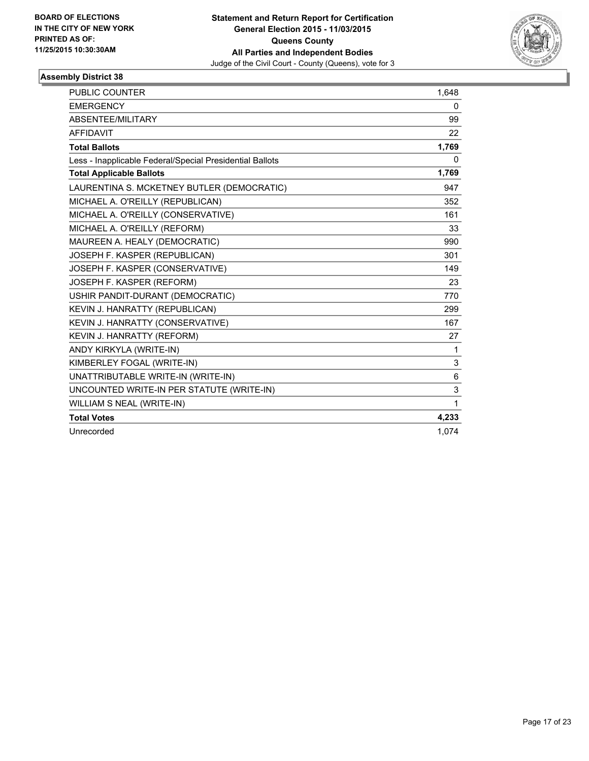BOARD OF ELECTIONS
IN THE CITY OF NEW YORK
PRINTED AS OF:
11/25/2015 10:30:30AM

**Statement and Return Report for Certification**
**General Election 2015 - 11/03/2015**
**Queens County**
**All Parties and Independent Bodies**
Judge of the Civil Court - County (Queens), vote for 3

## Assembly District 38

| | |
|---|---|
| PUBLIC COUNTER | 1,648 |
| EMERGENCY | 0 |
| ABSENTEE/MILITARY | 99 |
| AFFIDAVIT | 22 |
| **Total Ballots** | **1,769** |
| Less - Inapplicable Federal/Special Presidential Ballots | 0 |
| **Total Applicable Ballots** | **1,769** |
| LAURENTINA S. MCKETNEY BUTLER (DEMOCRATIC) | 947 |
| MICHAEL A. O'REILLY (REPUBLICAN) | 352 |
| MICHAEL A. O'REILLY (CONSERVATIVE) | 161 |
| MICHAEL A. O'REILLY (REFORM) | 33 |
| MAUREEN A. HEALY (DEMOCRATIC) | 990 |
| JOSEPH F. KASPER (REPUBLICAN) | 301 |
| JOSEPH F. KASPER (CONSERVATIVE) | 149 |
| JOSEPH F. KASPER (REFORM) | 23 |
| USHIR PANDIT-DURANT (DEMOCRATIC) | 770 |
| KEVIN J. HANRATTY (REPUBLICAN) | 299 |
| KEVIN J. HANRATTY (CONSERVATIVE) | 167 |
| KEVIN J. HANRATTY (REFORM) | 27 |
| ANDY KIRKYLA (WRITE-IN) | 1 |
| KIMBERLEY FOGAL (WRITE-IN) | 3 |
| UNATTRIBUTABLE WRITE-IN (WRITE-IN) | 6 |
| UNCOUNTED WRITE-IN PER STATUTE (WRITE-IN) | 3 |
| WILLIAM S NEAL (WRITE-IN) | 1 |
| **Total Votes** | **4,233** |
| Unrecorded | 1,074 |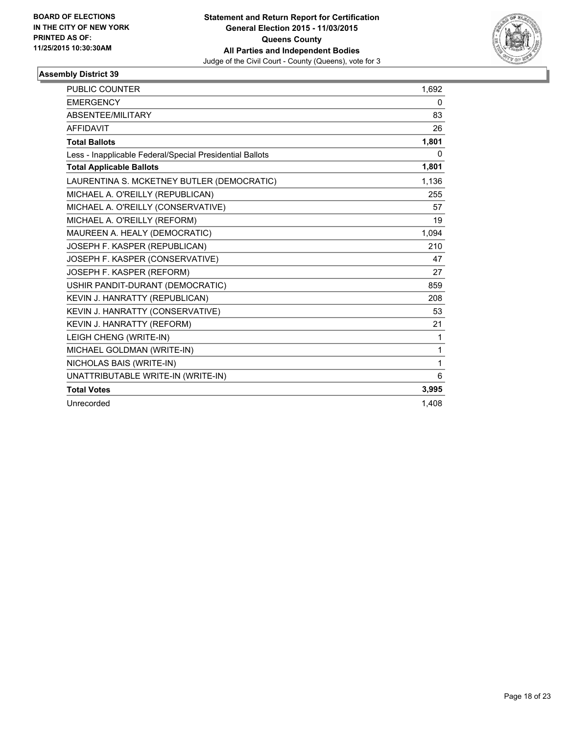BOARD OF ELECTIONS
IN THE CITY OF NEW YORK
PRINTED AS OF:
11/25/2015 10:30:30AM

**Statement and Return Report for Certification**
**General Election 2015 - 11/03/2015**
**Queens County**
**All Parties and Independent Bodies**
Judge of the Civil Court - County (Queens), vote for 3

### Assembly District 39

| | |
|---|---|
| PUBLIC COUNTER | 1,692 |
| EMERGENCY | 0 |
| ABSENTEE/MILITARY | 83 |
| AFFIDAVIT | 26 |
| **Total Ballots** | **1,801** |
| Less - Inapplicable Federal/Special Presidential Ballots | 0 |
| **Total Applicable Ballots** | **1,801** |
| LAURENTINA S. MCKETNEY BUTLER (DEMOCRATIC) | 1,136 |
| MICHAEL A. O'REILLY (REPUBLICAN) | 255 |
| MICHAEL A. O'REILLY (CONSERVATIVE) | 57 |
| MICHAEL A. O'REILLY (REFORM) | 19 |
| MAUREEN A. HEALY (DEMOCRATIC) | 1,094 |
| JOSEPH F. KASPER (REPUBLICAN) | 210 |
| JOSEPH F. KASPER (CONSERVATIVE) | 47 |
| JOSEPH F. KASPER (REFORM) | 27 |
| USHIR PANDIT-DURANT (DEMOCRATIC) | 859 |
| KEVIN J. HANRATTY (REPUBLICAN) | 208 |
| KEVIN J. HANRATTY (CONSERVATIVE) | 53 |
| KEVIN J. HANRATTY (REFORM) | 21 |
| LEIGH CHENG (WRITE-IN) | 1 |
| MICHAEL GOLDMAN (WRITE-IN) | 1 |
| NICHOLAS BAIS (WRITE-IN) | 1 |
| UNATTRIBUTABLE WRITE-IN (WRITE-IN) | 6 |
| **Total Votes** | **3,995** |
| Unrecorded | 1,408 |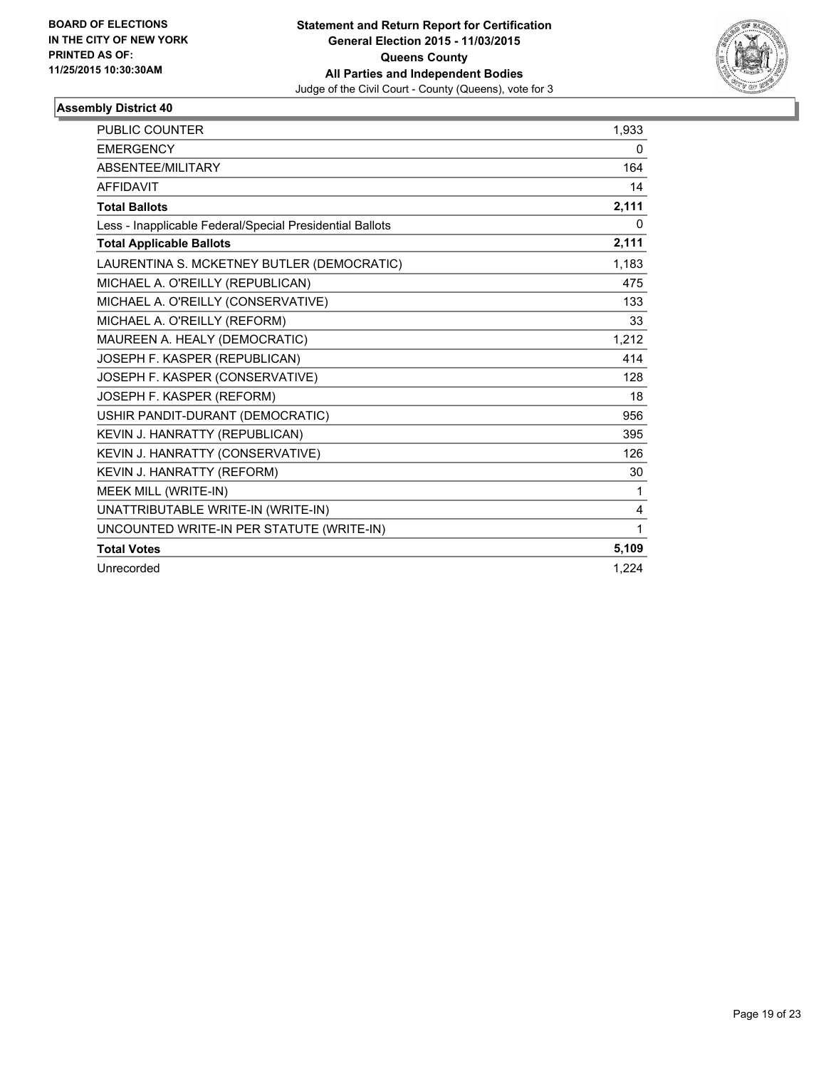BOARD OF ELECTIONS
IN THE CITY OF NEW YORK
PRINTED AS OF:
11/25/2015 10:30:30AM

**Statement and Return Report for Certification**
**General Election 2015 - 11/03/2015**
**Queens County**
**All Parties and Independent Bodies**
Judge of the Civil Court - County (Queens), vote for 3

### Assembly District 40

| | |
|---|---|
| PUBLIC COUNTER | 1,933 |
| EMERGENCY | 0 |
| ABSENTEE/MILITARY | 164 |
| AFFIDAVIT | 14 |
| **Total Ballots** | **2,111** |
| Less - Inapplicable Federal/Special Presidential Ballots | 0 |
| **Total Applicable Ballots** | **2,111** |
| LAURENTINA S. MCKETNEY BUTLER (DEMOCRATIC) | 1,183 |
| MICHAEL A. O'REILLY (REPUBLICAN) | 475 |
| MICHAEL A. O'REILLY (CONSERVATIVE) | 133 |
| MICHAEL A. O'REILLY (REFORM) | 33 |
| MAUREEN A. HEALY (DEMOCRATIC) | 1,212 |
| JOSEPH F. KASPER (REPUBLICAN) | 414 |
| JOSEPH F. KASPER (CONSERVATIVE) | 128 |
| JOSEPH F. KASPER (REFORM) | 18 |
| USHIR PANDIT-DURANT (DEMOCRATIC) | 956 |
| KEVIN J. HANRATTY (REPUBLICAN) | 395 |
| KEVIN J. HANRATTY (CONSERVATIVE) | 126 |
| KEVIN J. HANRATTY (REFORM) | 30 |
| MEEK MILL (WRITE-IN) | 1 |
| UNATTRIBUTABLE WRITE-IN (WRITE-IN) | 4 |
| UNCOUNTED WRITE-IN PER STATUTE (WRITE-IN) | 1 |
| **Total Votes** | **5,109** |
| Unrecorded | 1,224 |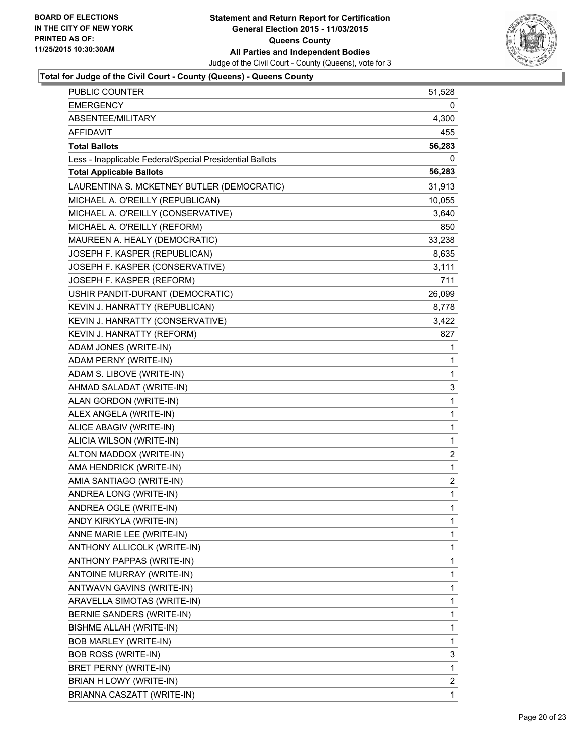**Total for Judge of the Civil Court - County (Queens) - Queens County**

| | |
|---|---|
| PUBLIC COUNTER | 51,528 |
| EMERGENCY | 0 |
| ABSENTEE/MILITARY | 4,300 |
| AFFIDAVIT | 455 |
| **Total Ballots** | **56,283** |
| Less - Inapplicable Federal/Special Presidential Ballots | 0 |
| **Total Applicable Ballots** | **56,283** |
| LAURENTINA S. MCKETNEY BUTLER (DEMOCRATIC) | 31,913 |
| MICHAEL A. O'REILLY (REPUBLICAN) | 10,055 |
| MICHAEL A. O'REILLY (CONSERVATIVE) | 3,640 |
| MICHAEL A. O'REILLY (REFORM) | 850 |
| MAUREEN A. HEALY (DEMOCRATIC) | 33,238 |
| JOSEPH F. KASPER (REPUBLICAN) | 8,635 |
| JOSEPH F. KASPER (CONSERVATIVE) | 3,111 |
| JOSEPH F. KASPER (REFORM) | 711 |
| USHIR PANDIT-DURANT (DEMOCRATIC) | 26,099 |
| KEVIN J. HANRATTY (REPUBLICAN) | 8,778 |
| KEVIN J. HANRATTY (CONSERVATIVE) | 3,422 |
| KEVIN J. HANRATTY (REFORM) | 827 |
| ADAM JONES (WRITE-IN) | 1 |
| ADAM PERNY (WRITE-IN) | 1 |
| ADAM S. LIBOVE (WRITE-IN) | 1 |
| AHMAD SALADAT (WRITE-IN) | 3 |
| ALAN GORDON (WRITE-IN) | 1 |
| ALEX ANGELA (WRITE-IN) | 1 |
| ALICE ABAGIV (WRITE-IN) | 1 |
| ALICIA WILSON (WRITE-IN) | 1 |
| ALTON MADDOX (WRITE-IN) | 2 |
| AMA HENDRICK (WRITE-IN) | 1 |
| AMIA SANTIAGO (WRITE-IN) | 2 |
| ANDREA LONG (WRITE-IN) | 1 |
| ANDREA OGLE (WRITE-IN) | 1 |
| ANDY KIRKYLA (WRITE-IN) | 1 |
| ANNE MARIE LEE (WRITE-IN) | 1 |
| ANTHONY ALLICOLK (WRITE-IN) | 1 |
| ANTHONY PAPPAS (WRITE-IN) | 1 |
| ANTOINE MURRAY (WRITE-IN) | 1 |
| ANTWAVN GAVINS (WRITE-IN) | 1 |
| ARAVELLA SIMOTAS (WRITE-IN) | 1 |
| BERNIE SANDERS (WRITE-IN) | 1 |
| BISHME ALLAH (WRITE-IN) | 1 |
| BOB MARLEY (WRITE-IN) | 1 |
| BOB ROSS (WRITE-IN) | 3 |
| BRET PERNY (WRITE-IN) | 1 |
| BRIAN H LOWY (WRITE-IN) | 2 |
| BRIANNA CASZATT (WRITE-IN) | 1 |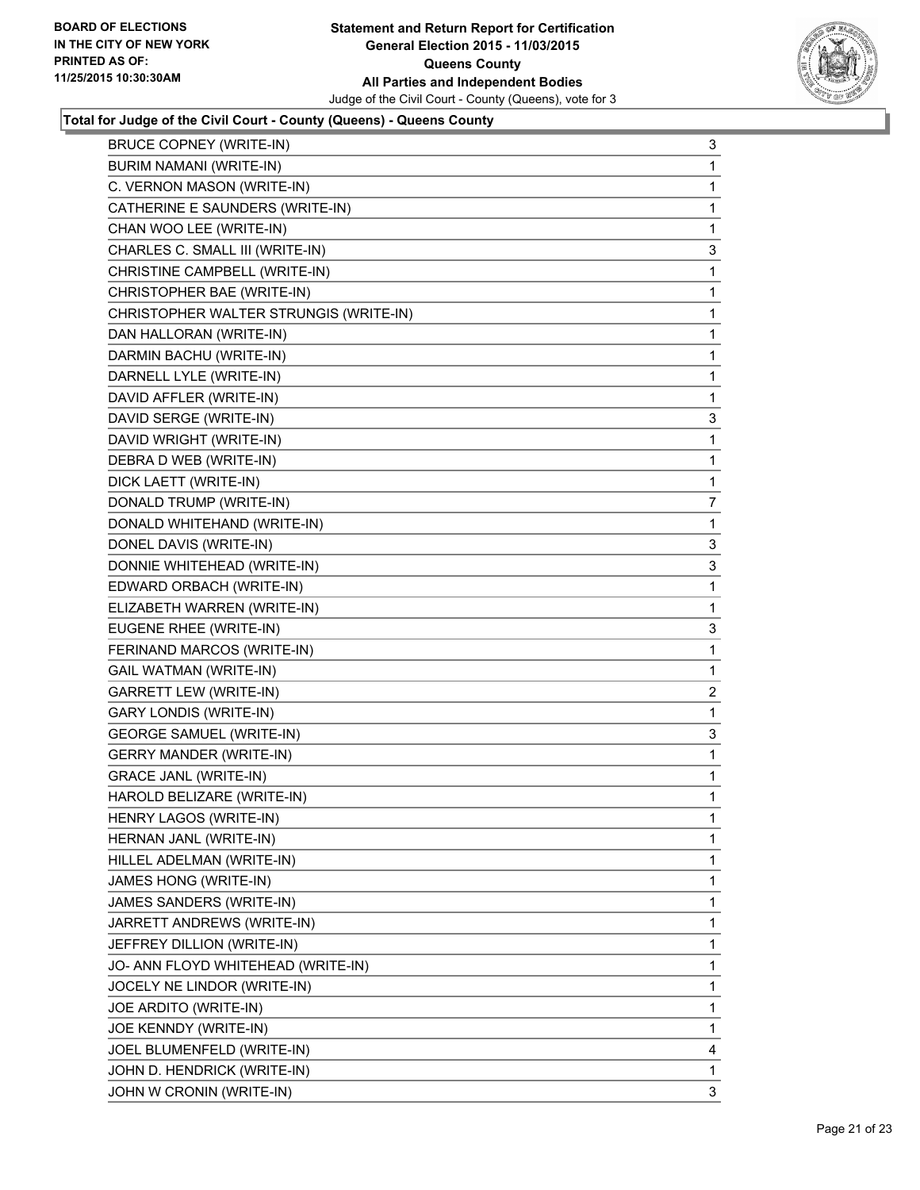**BOARD OF ELECTIONS IN THE CITY OF NEW YORK PRINTED AS OF: 11/25/2015 10:30:30AM**

**Statement and Return Report for Certification General Election 2015 - 11/03/2015 Queens County All Parties and Independent Bodies**

Judge of the Civil Court - County (Queens), vote for 3

**Total for Judge of the Civil Court - County (Queens) - Queens County**

| | |
|---|---|
| BRUCE COPNEY (WRITE-IN) | 3 |
| BURIM NAMANI (WRITE-IN) | 1 |
| C. VERNON MASON (WRITE-IN) | 1 |
| CATHERINE E SAUNDERS (WRITE-IN) | 1 |
| CHAN WOO LEE (WRITE-IN) | 1 |
| CHARLES C. SMALL III (WRITE-IN) | 3 |
| CHRISTINE CAMPBELL (WRITE-IN) | 1 |
| CHRISTOPHER BAE (WRITE-IN) | 1 |
| CHRISTOPHER WALTER STRUNGIS (WRITE-IN) | 1 |
| DAN HALLORAN (WRITE-IN) | 1 |
| DARMIN BACHU (WRITE-IN) | 1 |
| DARNELL LYLE (WRITE-IN) | 1 |
| DAVID AFFLER (WRITE-IN) | 1 |
| DAVID SERGE (WRITE-IN) | 3 |
| DAVID WRIGHT (WRITE-IN) | 1 |
| DEBRA D WEB (WRITE-IN) | 1 |
| DICK LAETT (WRITE-IN) | 1 |
| DONALD TRUMP (WRITE-IN) | 7 |
| DONALD WHITEHAND (WRITE-IN) | 1 |
| DONEL DAVIS (WRITE-IN) | 3 |
| DONNIE WHITEHEAD (WRITE-IN) | 3 |
| EDWARD ORBACH (WRITE-IN) | 1 |
| ELIZABETH WARREN (WRITE-IN) | 1 |
| EUGENE RHEE (WRITE-IN) | 3 |
| FERINAND MARCOS (WRITE-IN) | 1 |
| GAIL WATMAN (WRITE-IN) | 1 |
| GARRETT LEW (WRITE-IN) | 2 |
| GARY LONDIS (WRITE-IN) | 1 |
| GEORGE SAMUEL (WRITE-IN) | 3 |
| GERRY MANDER (WRITE-IN) | 1 |
| GRACE JANL (WRITE-IN) | 1 |
| HAROLD BELIZARE (WRITE-IN) | 1 |
| HENRY LAGOS (WRITE-IN) | 1 |
| HERNAN JANL (WRITE-IN) | 1 |
| HILLEL ADELMAN (WRITE-IN) | 1 |
| JAMES HONG (WRITE-IN) | 1 |
| JAMES SANDERS (WRITE-IN) | 1 |
| JARRETT ANDREWS (WRITE-IN) | 1 |
| JEFFREY DILLION (WRITE-IN) | 1 |
| JO- ANN FLOYD WHITEHEAD (WRITE-IN) | 1 |
| JOCELY NE LINDOR (WRITE-IN) | 1 |
| JOE ARDITO (WRITE-IN) | 1 |
| JOE KENNDY (WRITE-IN) | 1 |
| JOEL BLUMENFELD (WRITE-IN) | 4 |
| JOHN D. HENDRICK (WRITE-IN) | 1 |
| JOHN W CRONIN (WRITE-IN) | 3 |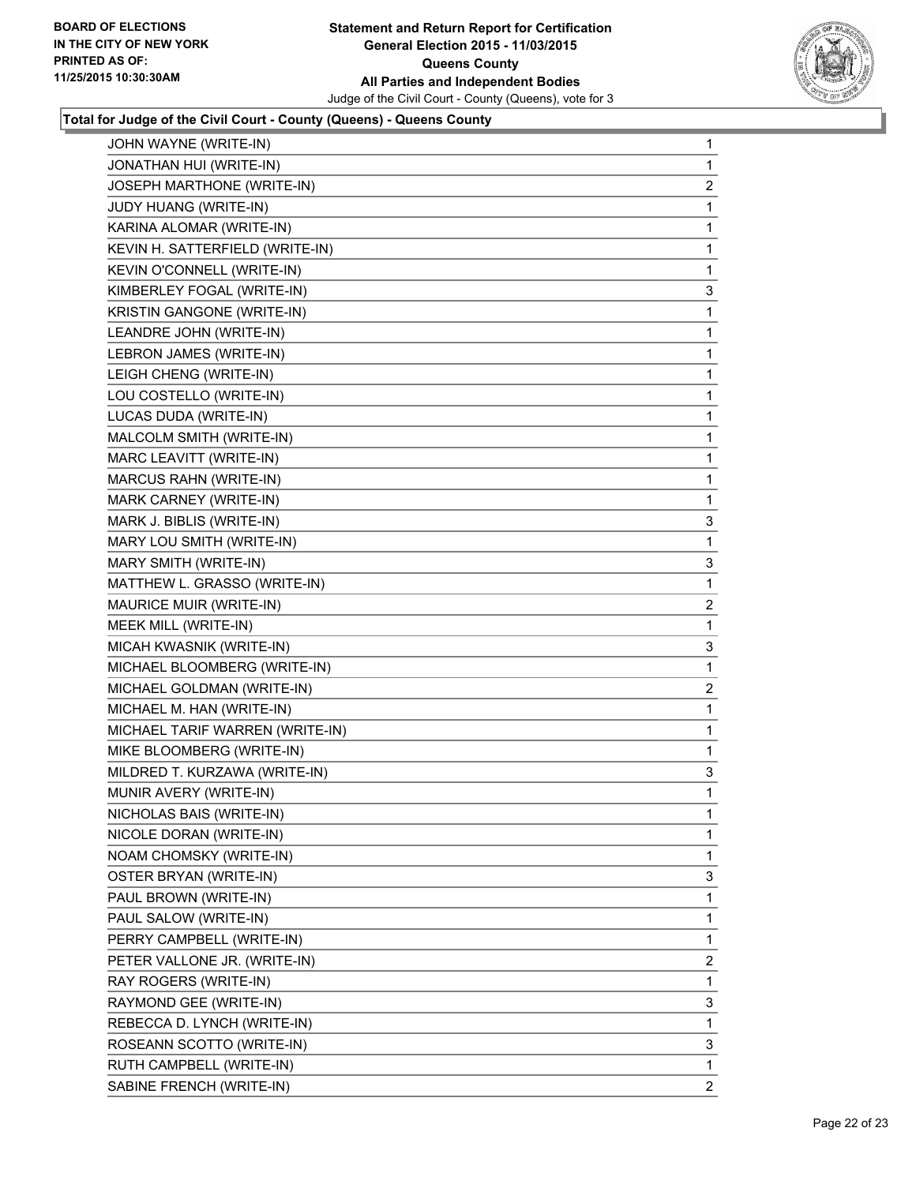**Statement and Return Report for Certification**
**General Election 2015 - 11/03/2015**
**Queens County**
**All Parties and Independent Bodies**
Judge of the Civil Court - County (Queens), vote for 3

BOARD OF ELECTIONS IN THE CITY OF NEW YORK PRINTED AS OF: 11/25/2015 10:30:30AM

### Total for Judge of the Civil Court - County (Queens) - Queens County

| | |
|---|---|
| JOHN WAYNE (WRITE-IN) | 1 |
| JONATHAN HUI (WRITE-IN) | 1 |
| JOSEPH MARTHONE (WRITE-IN) | 2 |
| JUDY HUANG (WRITE-IN) | 1 |
| KARINA ALOMAR (WRITE-IN) | 1 |
| KEVIN H. SATTERFIELD (WRITE-IN) | 1 |
| KEVIN O'CONNELL (WRITE-IN) | 1 |
| KIMBERLEY FOGAL (WRITE-IN) | 3 |
| KRISTIN GANGONE (WRITE-IN) | 1 |
| LEANDRE JOHN (WRITE-IN) | 1 |
| LEBRON JAMES (WRITE-IN) | 1 |
| LEIGH CHENG (WRITE-IN) | 1 |
| LOU COSTELLO (WRITE-IN) | 1 |
| LUCAS DUDA (WRITE-IN) | 1 |
| MALCOLM SMITH (WRITE-IN) | 1 |
| MARC LEAVITT (WRITE-IN) | 1 |
| MARCUS RAHN (WRITE-IN) | 1 |
| MARK CARNEY (WRITE-IN) | 1 |
| MARK J. BIBLIS (WRITE-IN) | 3 |
| MARY LOU SMITH (WRITE-IN) | 1 |
| MARY SMITH (WRITE-IN) | 3 |
| MATTHEW L. GRASSO (WRITE-IN) | 1 |
| MAURICE MUIR (WRITE-IN) | 2 |
| MEEK MILL (WRITE-IN) | 1 |
| MICAH KWASNIK (WRITE-IN) | 3 |
| MICHAEL BLOOMBERG (WRITE-IN) | 1 |
| MICHAEL GOLDMAN (WRITE-IN) | 2 |
| MICHAEL M. HAN (WRITE-IN) | 1 |
| MICHAEL TARIF WARREN (WRITE-IN) | 1 |
| MIKE BLOOMBERG (WRITE-IN) | 1 |
| MILDRED T. KURZAWA (WRITE-IN) | 3 |
| MUNIR AVERY (WRITE-IN) | 1 |
| NICHOLAS BAIS (WRITE-IN) | 1 |
| NICOLE DORAN (WRITE-IN) | 1 |
| NOAM CHOMSKY (WRITE-IN) | 1 |
| OSTER BRYAN (WRITE-IN) | 3 |
| PAUL BROWN (WRITE-IN) | 1 |
| PAUL SALOW (WRITE-IN) | 1 |
| PERRY CAMPBELL (WRITE-IN) | 1 |
| PETER VALLONE JR. (WRITE-IN) | 2 |
| RAY ROGERS (WRITE-IN) | 1 |
| RAYMOND GEE (WRITE-IN) | 3 |
| REBECCA D. LYNCH (WRITE-IN) | 1 |
| ROSEANN SCOTTO (WRITE-IN) | 3 |
| RUTH CAMPBELL (WRITE-IN) | 1 |
| SABINE FRENCH (WRITE-IN) | 2 |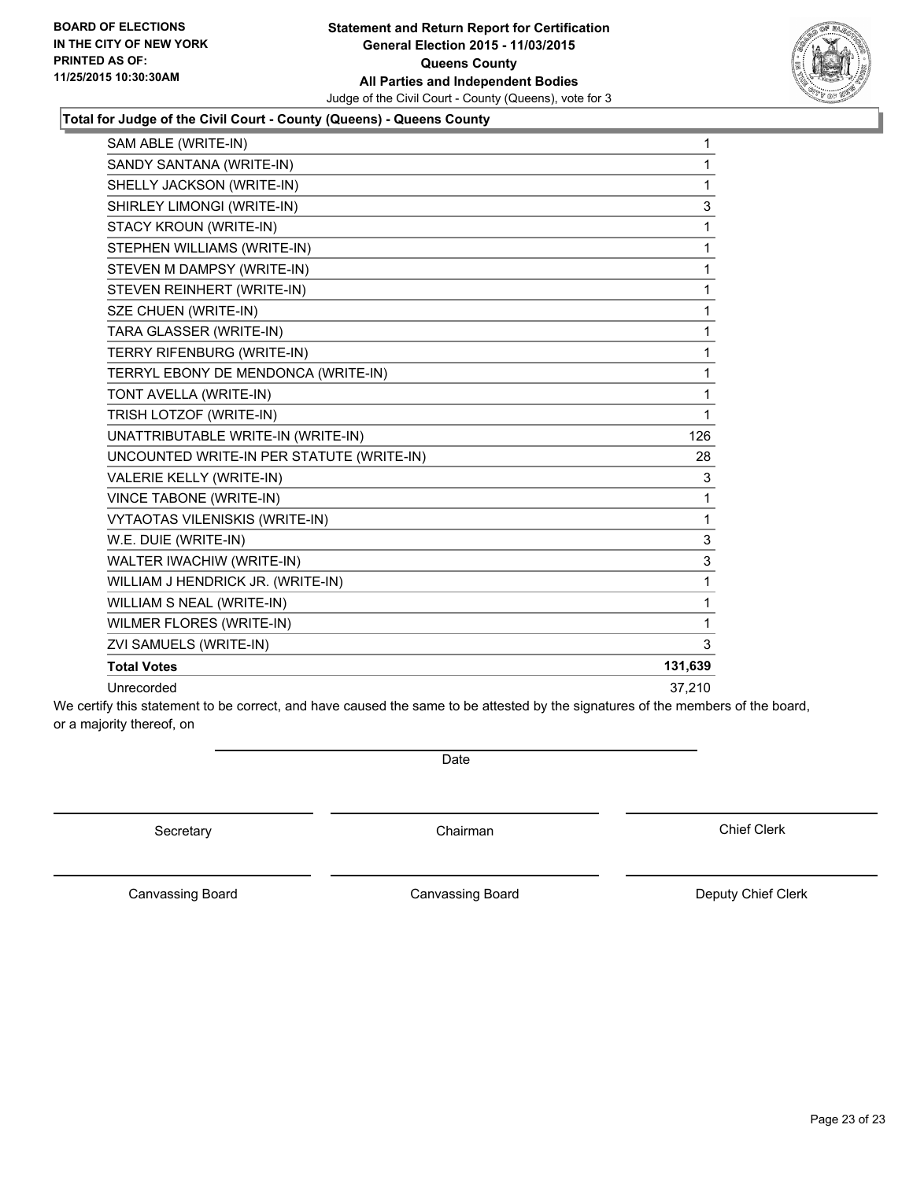**BOARD OF ELECTIONS IN THE CITY OF NEW YORK PRINTED AS OF: 11/25/2015 10:30:30AM**

**Statement and Return Report for Certification General Election 2015 - 11/03/2015 Queens County All Parties and Independent Bodies**

Judge of the Civil Court - County (Queens), vote for 3

### Total for Judge of the Civil Court - County (Queens) - Queens County

| | |
|---|---|
| SAM ABLE (WRITE-IN) | 1 |
| SANDY SANTANA (WRITE-IN) | 1 |
| SHELLY JACKSON (WRITE-IN) | 1 |
| SHIRLEY LIMONGI (WRITE-IN) | 3 |
| STACY KROUN (WRITE-IN) | 1 |
| STEPHEN WILLIAMS (WRITE-IN) | 1 |
| STEVEN M DAMPSY (WRITE-IN) | 1 |
| STEVEN REINHERT (WRITE-IN) | 1 |
| SZE CHUEN (WRITE-IN) | 1 |
| TARA GLASSER (WRITE-IN) | 1 |
| TERRY RIFENBURG (WRITE-IN) | 1 |
| TERRYL EBONY DE MENDONCA (WRITE-IN) | 1 |
| TONT AVELLA (WRITE-IN) | 1 |
| TRISH LOTZOF (WRITE-IN) | 1 |
| UNATTRIBUTABLE WRITE-IN (WRITE-IN) | 126 |
| UNCOUNTED WRITE-IN PER STATUTE (WRITE-IN) | 28 |
| VALERIE KELLY (WRITE-IN) | 3 |
| VINCE TABONE (WRITE-IN) | 1 |
| VYTAOTAS VILENISKIS (WRITE-IN) | 1 |
| W.E. DUIE (WRITE-IN) | 3 |
| WALTER IWACHIW (WRITE-IN) | 3 |
| WILLIAM J HENDRICK JR. (WRITE-IN) | 1 |
| WILLIAM S NEAL (WRITE-IN) | 1 |
| WILMER FLORES (WRITE-IN) | 1 |
| ZVI SAMUELS (WRITE-IN) | 3 |
| **Total Votes** | **131,639** |
| Unrecorded | 37,210 |

We certify this statement to be correct, and have caused the same to be attested by the signatures of the members of the board, or a majority thereof, on

Date

Secretary          Chairman          Chief Clerk

Canvassing Board          Canvassing Board          Deputy Chief Clerk